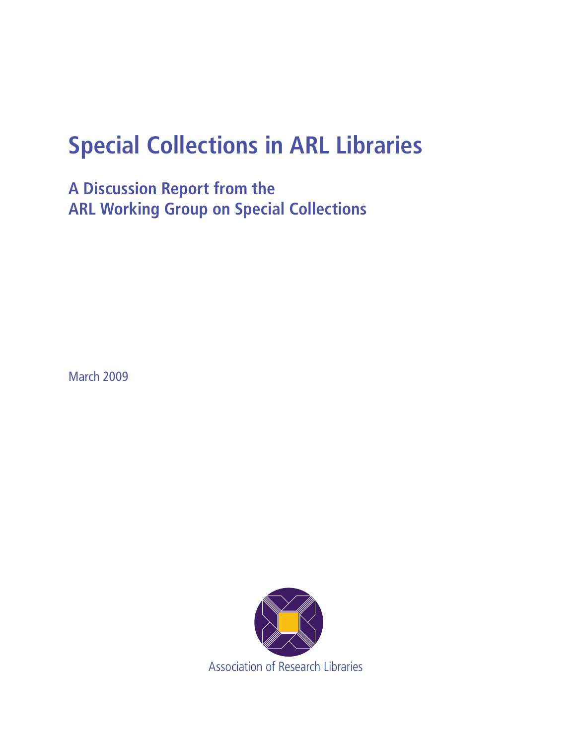# Special Collections in ARL Libraries

## A Discussion Report from the ARL Working Group on Special Collections

March 2009

Association of Research Libraries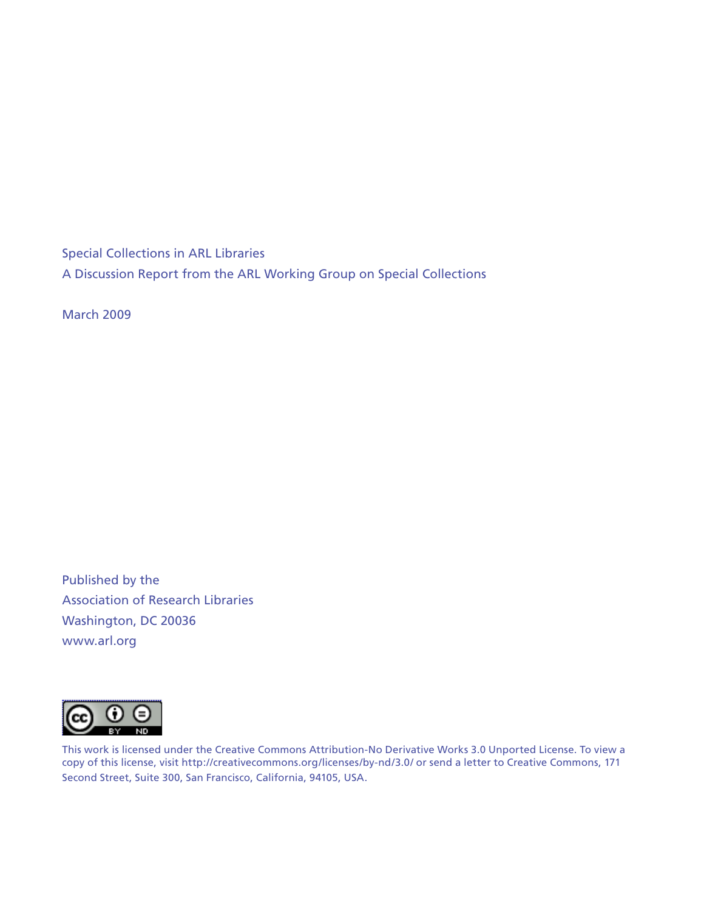Special Collections in ARL Libraries

A Discussion Report from the ARL Working Group on Special Collections

March 2009

Published by the
Association of Research Libraries
Washington, DC 20036
www.arl.org

This work is licensed under the Creative Commons Attribution-No Derivative Works 3.0 Unported License. To view a copy of this license, visit http://creativecommons.org/licenses/by-nd/3.0/ or send a letter to Creative Commons, 171 Second Street, Suite 300, San Francisco, California, 94105, USA.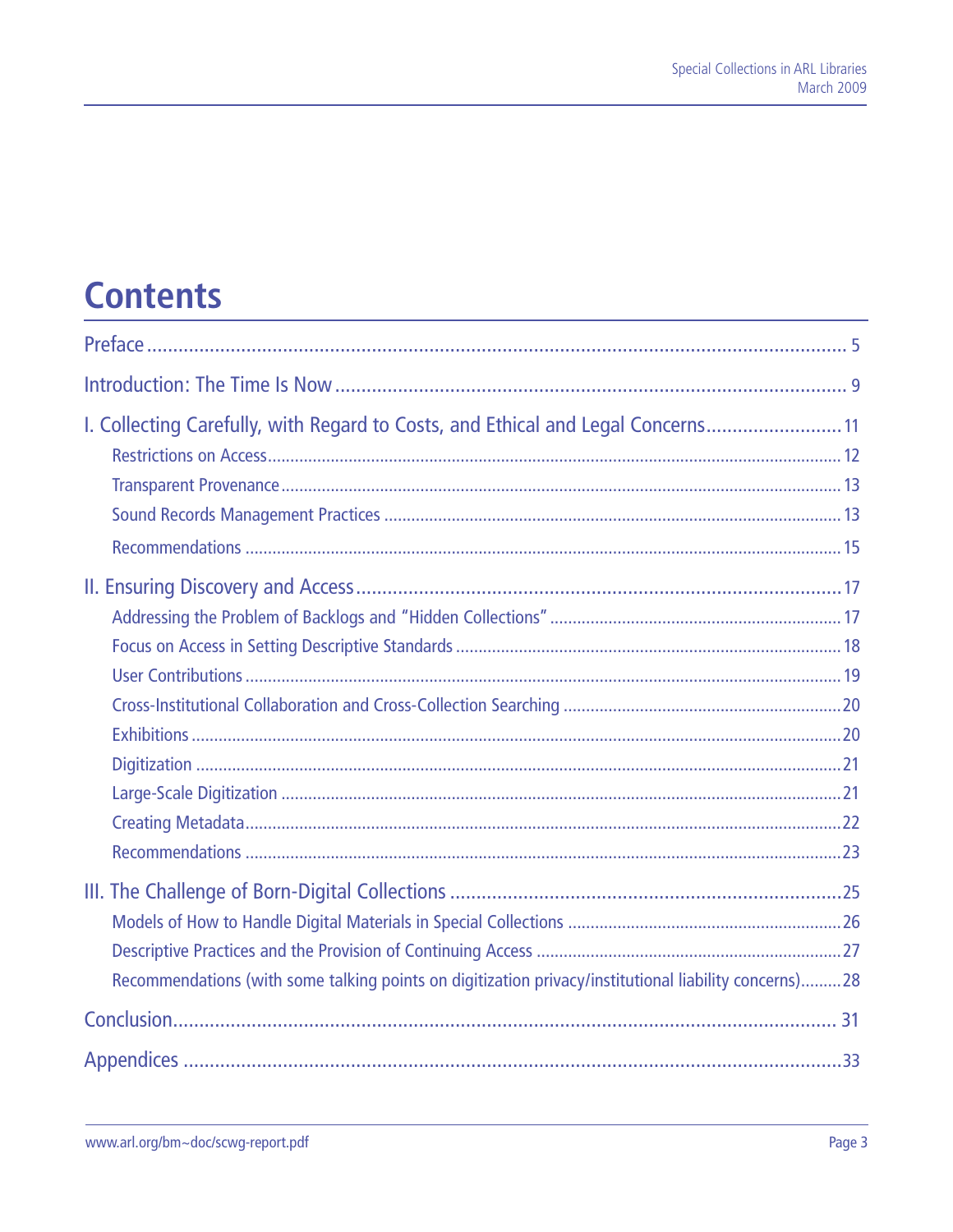# Contents

Preface ........................................................................................................................ 5

Introduction: The Time Is Now ..................................................................................... 9

I. Collecting Carefully, with Regard to Costs, and Ethical and Legal Concerns .......................... 11

- Restrictions on Access ............................................................................................... 12
- Transparent Provenance ............................................................................................. 13
- Sound Records Management Practices ...................................................................... 13
- Recommendations ...................................................................................................... 15

II. Ensuring Discovery and Access ............................................................................... 17

- Addressing the Problem of Backlogs and "Hidden Collections" ................................. 17
- Focus on Access in Setting Descriptive Standards ..................................................... 18
- User Contributions ..................................................................................................... 19
- Cross-Institutional Collaboration and Cross-Collection Searching .............................. 20
- Exhibitions ................................................................................................................. 20
- Digitization ................................................................................................................ 21
- Large-Scale Digitization ............................................................................................. 21
- Creating Metadata ...................................................................................................... 22
- Recommendations ...................................................................................................... 23

III. The Challenge of Born-Digital Collections .............................................................. 25

- Models of How to Handle Digital Materials in Special Collections ............................. 26
- Descriptive Practices and the Provision of Continuing Access ..................................... 27
- Recommendations (with some talking points on digitization privacy/institutional liability concerns) ......... 28

Conclusion .................................................................................................................. 31

Appendices .................................................................................................................. 33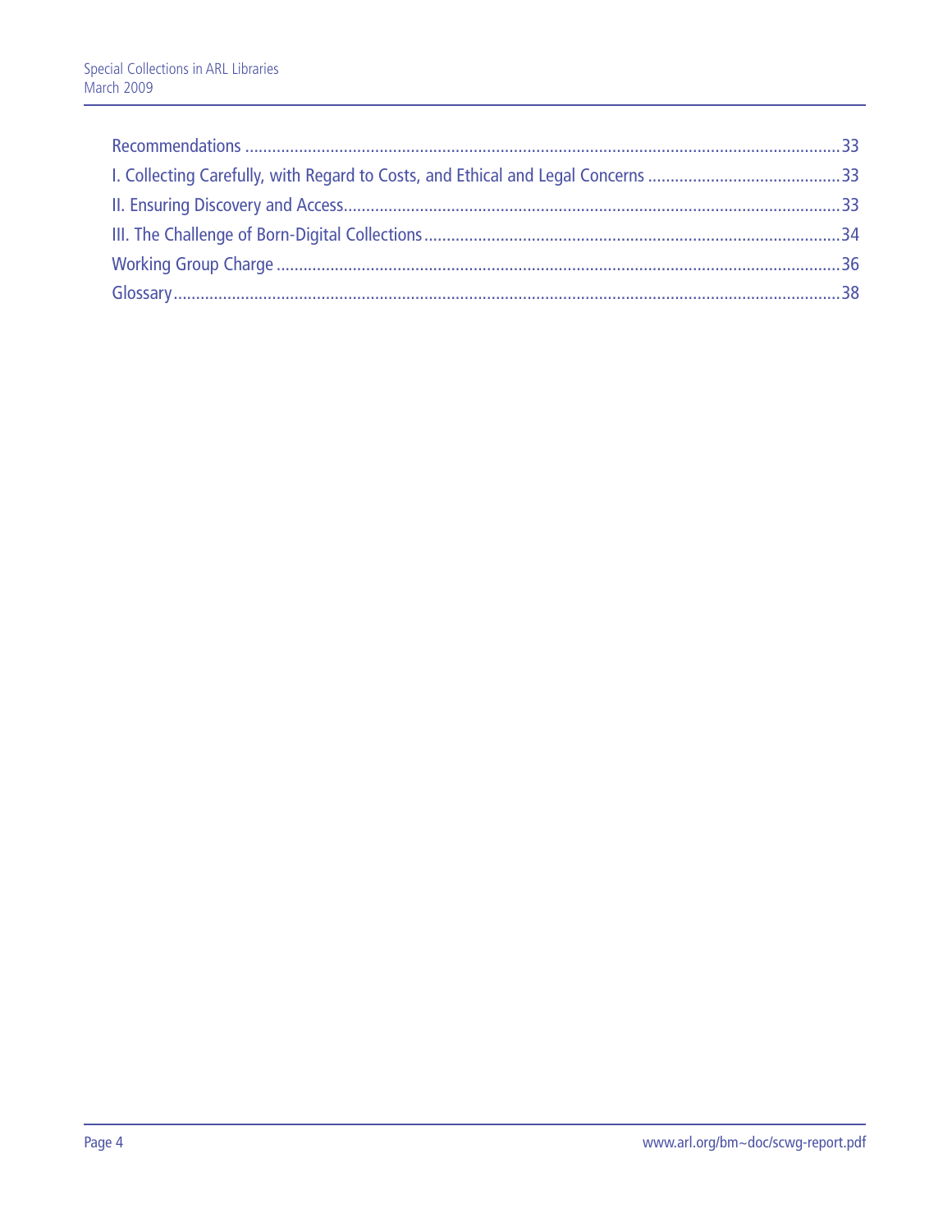Recommendations ....................................................................................................................................33

I. Collecting Carefully, with Regard to Costs, and Ethical and Legal Concerns ...........................................33

II. Ensuring Discovery and Access..............................................................................................................33

III. The Challenge of Born-Digital Collections............................................................................................34

Working Group Charge ............................................................................................................................36

Glossary...................................................................................................................................................38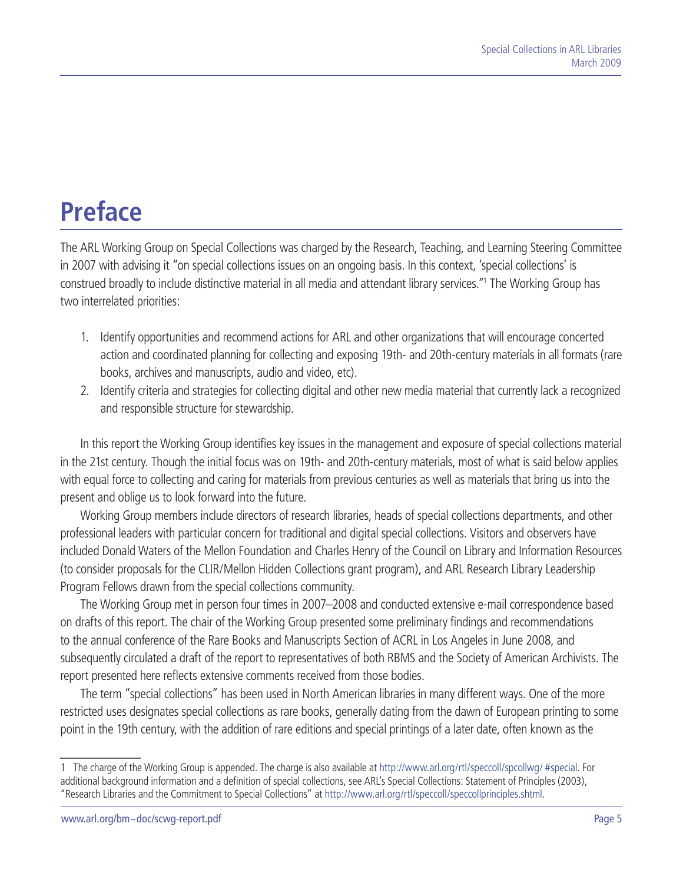# Preface

The ARL Working Group on Special Collections was charged by the Research, Teaching, and Learning Steering Committee in 2007 with advising it "on special collections issues on an ongoing basis. In this context, 'special collections' is construed broadly to include distinctive material in all media and attendant library services."[1] The Working Group has two interrelated priorities:

1. Identify opportunities and recommend actions for ARL and other organizations that will encourage concerted action and coordinated planning for collecting and exposing 19th- and 20th-century materials in all formats (rare books, archives and manuscripts, audio and video, etc).
2. Identify criteria and strategies for collecting digital and other new media material that currently lack a recognized and responsible structure for stewardship.

In this report the Working Group identifies key issues in the management and exposure of special collections material in the 21st century. Though the initial focus was on 19th- and 20th-century materials, most of what is said below applies with equal force to collecting and caring for materials from previous centuries as well as materials that bring us into the present and oblige us to look forward into the future.

Working Group members include directors of research libraries, heads of special collections departments, and other professional leaders with particular concern for traditional and digital special collections. Visitors and observers have included Donald Waters of the Mellon Foundation and Charles Henry of the Council on Library and Information Resources (to consider proposals for the CLIR/Mellon Hidden Collections grant program), and ARL Research Library Leadership Program Fellows drawn from the special collections community.

The Working Group met in person four times in 2007–2008 and conducted extensive e-mail correspondence based on drafts of this report. The chair of the Working Group presented some preliminary findings and recommendations to the annual conference of the Rare Books and Manuscripts Section of ACRL in Los Angeles in June 2008, and subsequently circulated a draft of the report to representatives of both RBMS and the Society of American Archivists. The report presented here reflects extensive comments received from those bodies.

The term "special collections" has been used in North American libraries in many different ways. One of the more restricted uses designates special collections as rare books, generally dating from the dawn of European printing to some point in the 19th century, with the addition of rare editions and special printings of a later date, often known as the

---

1 The charge of the Working Group is appended. The charge is also available at http://www.arl.org/rtl/speccoll/spcollwg/ #special. For additional background information and a definition of special collections, see ARL's Special Collections: Statement of Principles (2003), "Research Libraries and the Commitment to Special Collections" at http://www.arl.org/rtl/speccoll/speccollprinciples.shtml.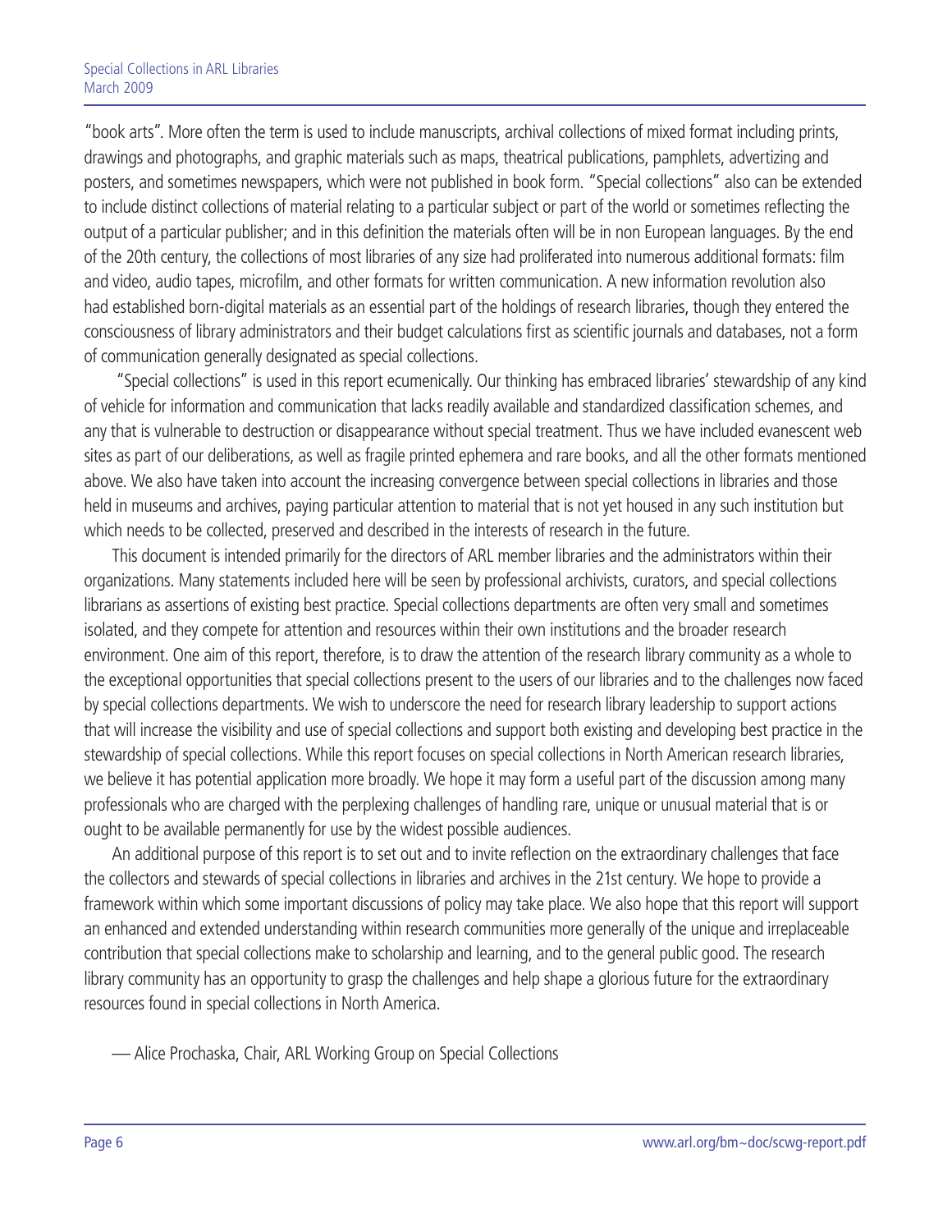"book arts". More often the term is used to include manuscripts, archival collections of mixed format including prints, drawings and photographs, and graphic materials such as maps, theatrical publications, pamphlets, advertizing and posters, and sometimes newspapers, which were not published in book form. "Special collections" also can be extended to include distinct collections of material relating to a particular subject or part of the world or sometimes reflecting the output of a particular publisher; and in this definition the materials often will be in non European languages. By the end of the 20th century, the collections of most libraries of any size had proliferated into numerous additional formats: film and video, audio tapes, microfilm, and other formats for written communication. A new information revolution also had established born-digital materials as an essential part of the holdings of research libraries, though they entered the consciousness of library administrators and their budget calculations first as scientific journals and databases, not a form of communication generally designated as special collections.

"Special collections" is used in this report ecumenically. Our thinking has embraced libraries' stewardship of any kind of vehicle for information and communication that lacks readily available and standardized classification schemes, and any that is vulnerable to destruction or disappearance without special treatment. Thus we have included evanescent web sites as part of our deliberations, as well as fragile printed ephemera and rare books, and all the other formats mentioned above. We also have taken into account the increasing convergence between special collections in libraries and those held in museums and archives, paying particular attention to material that is not yet housed in any such institution but which needs to be collected, preserved and described in the interests of research in the future.

This document is intended primarily for the directors of ARL member libraries and the administrators within their organizations. Many statements included here will be seen by professional archivists, curators, and special collections librarians as assertions of existing best practice. Special collections departments are often very small and sometimes isolated, and they compete for attention and resources within their own institutions and the broader research environment. One aim of this report, therefore, is to draw the attention of the research library community as a whole to the exceptional opportunities that special collections present to the users of our libraries and to the challenges now faced by special collections departments. We wish to underscore the need for research library leadership to support actions that will increase the visibility and use of special collections and support both existing and developing best practice in the stewardship of special collections. While this report focuses on special collections in North American research libraries, we believe it has potential application more broadly. We hope it may form a useful part of the discussion among many professionals who are charged with the perplexing challenges of handling rare, unique or unusual material that is or ought to be available permanently for use by the widest possible audiences.

An additional purpose of this report is to set out and to invite reflection on the extraordinary challenges that face the collectors and stewards of special collections in libraries and archives in the 21st century. We hope to provide a framework within which some important discussions of policy may take place. We also hope that this report will support an enhanced and extended understanding within research communities more generally of the unique and irreplaceable contribution that special collections make to scholarship and learning, and to the general public good. The research library community has an opportunity to grasp the challenges and help shape a glorious future for the extraordinary resources found in special collections in North America.

— Alice Prochaska, Chair, ARL Working Group on Special Collections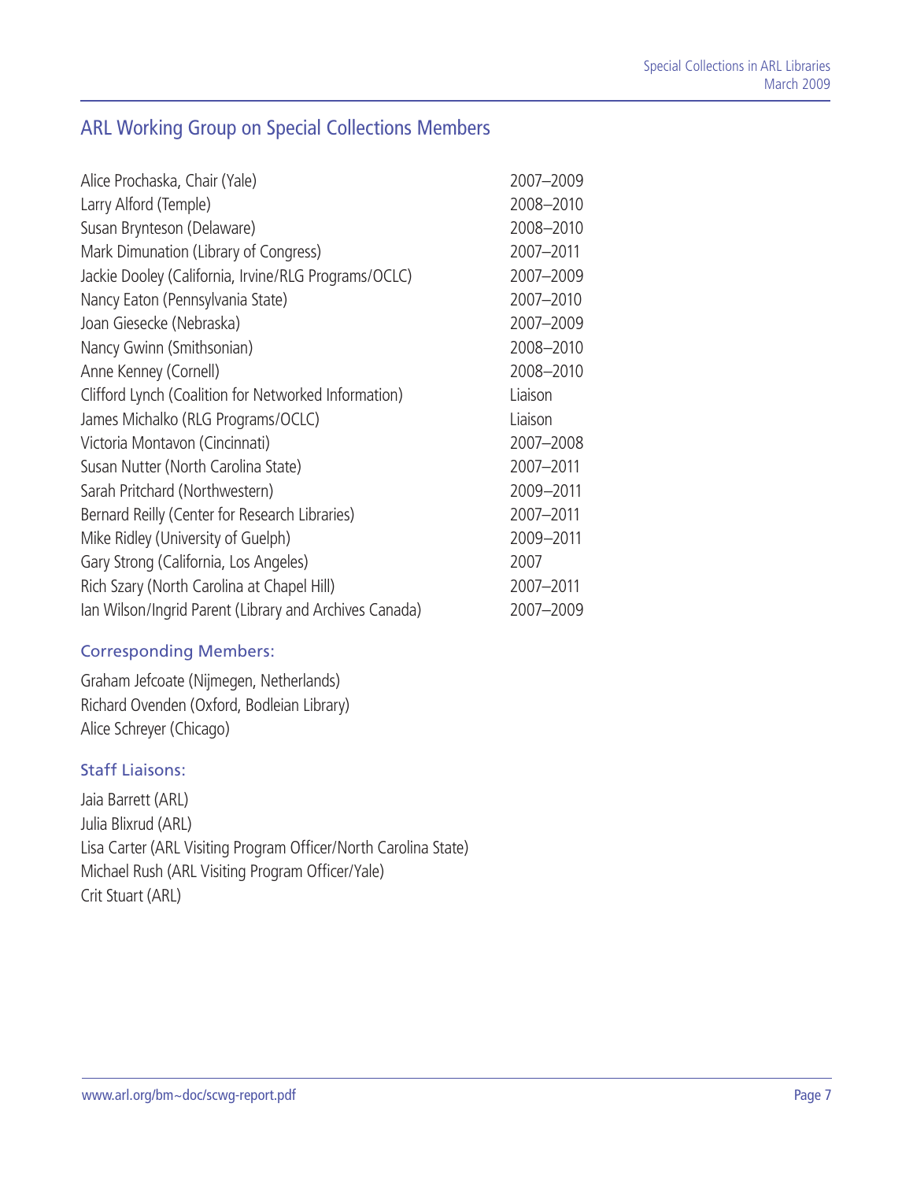## ARL Working Group on Special Collections Members

| | |
|---|---|
| Alice Prochaska, Chair (Yale) | 2007–2009 |
| Larry Alford (Temple) | 2008–2010 |
| Susan Brynteson (Delaware) | 2008–2010 |
| Mark Dimunation (Library of Congress) | 2007–2011 |
| Jackie Dooley (California, Irvine/RLG Programs/OCLC) | 2007–2009 |
| Nancy Eaton (Pennsylvania State) | 2007–2010 |
| Joan Giesecke (Nebraska) | 2007–2009 |
| Nancy Gwinn (Smithsonian) | 2008–2010 |
| Anne Kenney (Cornell) | 2008–2010 |
| Clifford Lynch (Coalition for Networked Information) | Liaison |
| James Michalko (RLG Programs/OCLC) | Liaison |
| Victoria Montavon (Cincinnati) | 2007–2008 |
| Susan Nutter (North Carolina State) | 2007–2011 |
| Sarah Pritchard (Northwestern) | 2009–2011 |
| Bernard Reilly (Center for Research Libraries) | 2007–2011 |
| Mike Ridley (University of Guelph) | 2009–2011 |
| Gary Strong (California, Los Angeles) | 2007 |
| Rich Szary (North Carolina at Chapel Hill) | 2007–2011 |
| Ian Wilson/Ingrid Parent (Library and Archives Canada) | 2007–2009 |

### Corresponding Members:

Graham Jefcoate (Nijmegen, Netherlands)
Richard Ovenden (Oxford, Bodleian Library)
Alice Schreyer (Chicago)

### Staff Liaisons:

Jaia Barrett (ARL)
Julia Blixrud (ARL)
Lisa Carter (ARL Visiting Program Officer/North Carolina State)
Michael Rush (ARL Visiting Program Officer/Yale)
Crit Stuart (ARL)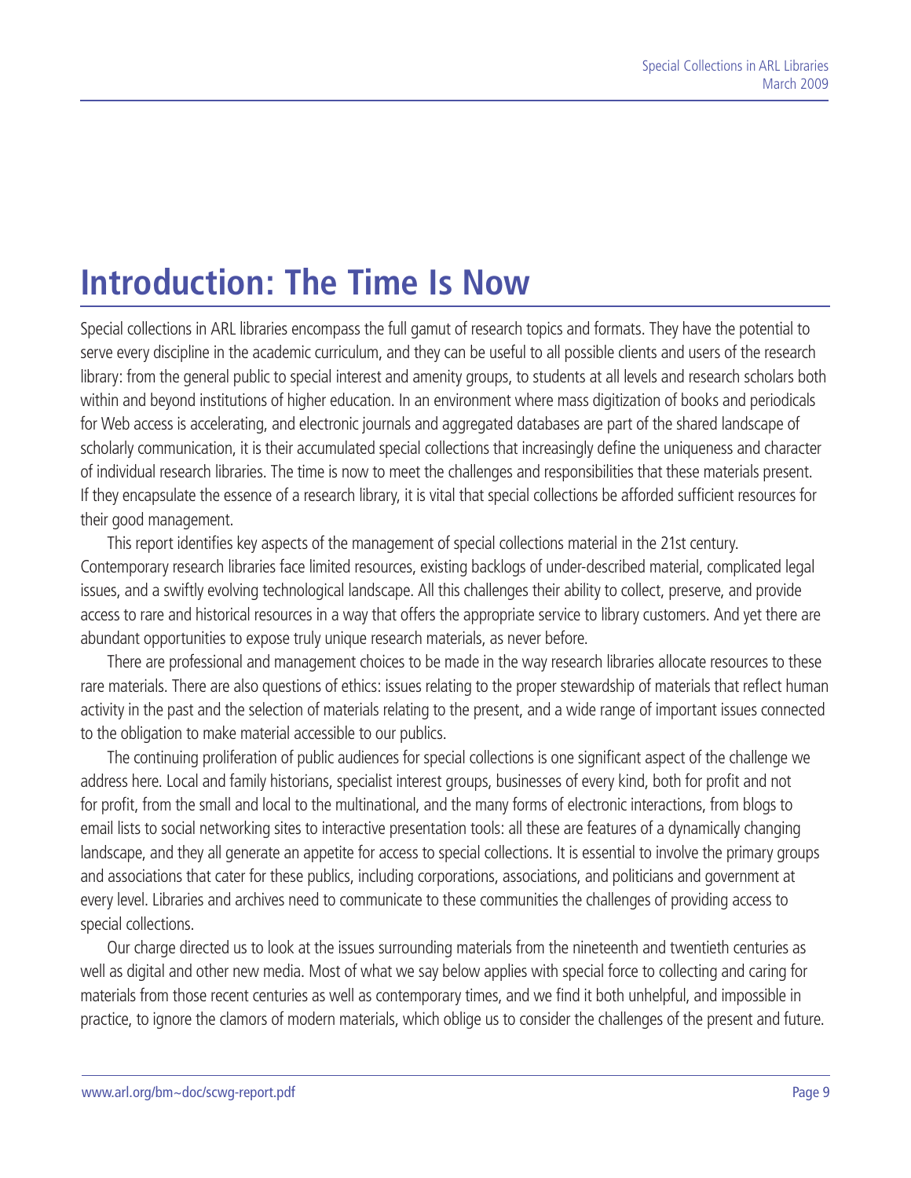# Introduction: The Time Is Now

Special collections in ARL libraries encompass the full gamut of research topics and formats. They have the potential to serve every discipline in the academic curriculum, and they can be useful to all possible clients and users of the research library: from the general public to special interest and amenity groups, to students at all levels and research scholars both within and beyond institutions of higher education. In an environment where mass digitization of books and periodicals for Web access is accelerating, and electronic journals and aggregated databases are part of the shared landscape of scholarly communication, it is their accumulated special collections that increasingly define the uniqueness and character of individual research libraries. The time is now to meet the challenges and responsibilities that these materials present. If they encapsulate the essence of a research library, it is vital that special collections be afforded sufficient resources for their good management.

This report identifies key aspects of the management of special collections material in the 21st century. Contemporary research libraries face limited resources, existing backlogs of under-described material, complicated legal issues, and a swiftly evolving technological landscape. All this challenges their ability to collect, preserve, and provide access to rare and historical resources in a way that offers the appropriate service to library customers. And yet there are abundant opportunities to expose truly unique research materials, as never before.

There are professional and management choices to be made in the way research libraries allocate resources to these rare materials. There are also questions of ethics: issues relating to the proper stewardship of materials that reflect human activity in the past and the selection of materials relating to the present, and a wide range of important issues connected to the obligation to make material accessible to our publics.

The continuing proliferation of public audiences for special collections is one significant aspect of the challenge we address here. Local and family historians, specialist interest groups, businesses of every kind, both for profit and not for profit, from the small and local to the multinational, and the many forms of electronic interactions, from blogs to email lists to social networking sites to interactive presentation tools: all these are features of a dynamically changing landscape, and they all generate an appetite for access to special collections. It is essential to involve the primary groups and associations that cater for these publics, including corporations, associations, and politicians and government at every level. Libraries and archives need to communicate to these communities the challenges of providing access to special collections.

Our charge directed us to look at the issues surrounding materials from the nineteenth and twentieth centuries as well as digital and other new media. Most of what we say below applies with special force to collecting and caring for materials from those recent centuries as well as contemporary times, and we find it both unhelpful, and impossible in practice, to ignore the clamors of modern materials, which oblige us to consider the challenges of the present and future.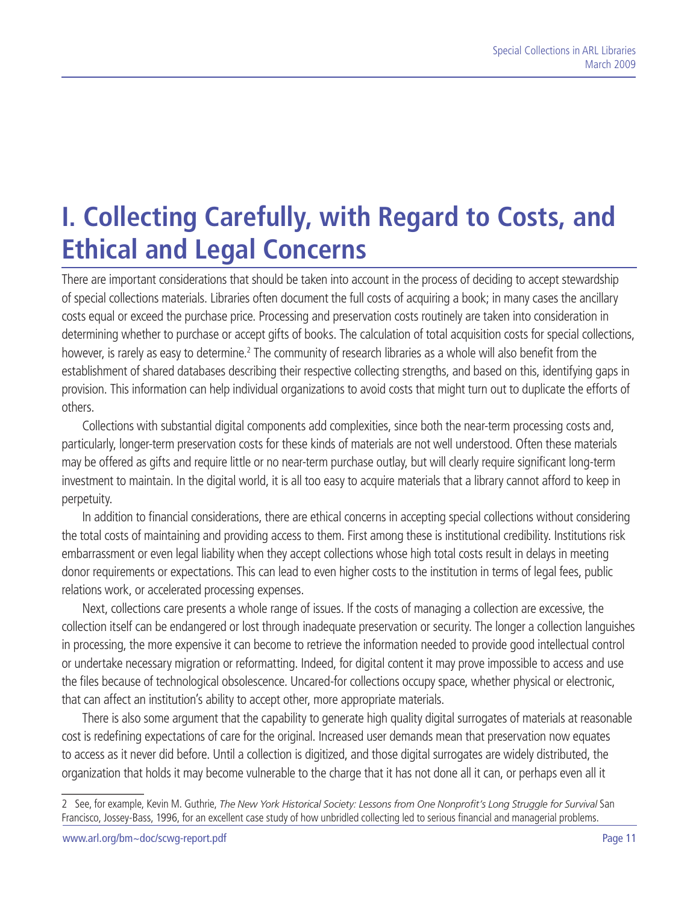# I. Collecting Carefully, with Regard to Costs, and Ethical and Legal Concerns

There are important considerations that should be taken into account in the process of deciding to accept stewardship of special collections materials. Libraries often document the full costs of acquiring a book; in many cases the ancillary costs equal or exceed the purchase price. Processing and preservation costs routinely are taken into consideration in determining whether to purchase or accept gifts of books. The calculation of total acquisition costs for special collections, however, is rarely as easy to determine.[2] The community of research libraries as a whole will also benefit from the establishment of shared databases describing their respective collecting strengths, and based on this, identifying gaps in provision. This information can help individual organizations to avoid costs that might turn out to duplicate the efforts of others.

Collections with substantial digital components add complexities, since both the near-term processing costs and, particularly, longer-term preservation costs for these kinds of materials are not well understood. Often these materials may be offered as gifts and require little or no near-term purchase outlay, but will clearly require significant long-term investment to maintain. In the digital world, it is all too easy to acquire materials that a library cannot afford to keep in perpetuity.

In addition to financial considerations, there are ethical concerns in accepting special collections without considering the total costs of maintaining and providing access to them. First among these is institutional credibility. Institutions risk embarrassment or even legal liability when they accept collections whose high total costs result in delays in meeting donor requirements or expectations. This can lead to even higher costs to the institution in terms of legal fees, public relations work, or accelerated processing expenses.

Next, collections care presents a whole range of issues. If the costs of managing a collection are excessive, the collection itself can be endangered or lost through inadequate preservation or security. The longer a collection languishes in processing, the more expensive it can become to retrieve the information needed to provide good intellectual control or undertake necessary migration or reformatting. Indeed, for digital content it may prove impossible to access and use the files because of technological obsolescence. Uncared-for collections occupy space, whether physical or electronic, that can affect an institution's ability to accept other, more appropriate materials.

There is also some argument that the capability to generate high quality digital surrogates of materials at reasonable cost is redefining expectations of care for the original. Increased user demands mean that preservation now equates to access as it never did before. Until a collection is digitized, and those digital surrogates are widely distributed, the organization that holds it may become vulnerable to the charge that it has not done all it can, or perhaps even all it

2 See, for example, Kevin M. Guthrie, *The New York Historical Society: Lessons from One Nonprofit's Long Struggle for Survival* San Francisco, Jossey-Bass, 1996, for an excellent case study of how unbridled collecting led to serious financial and managerial problems.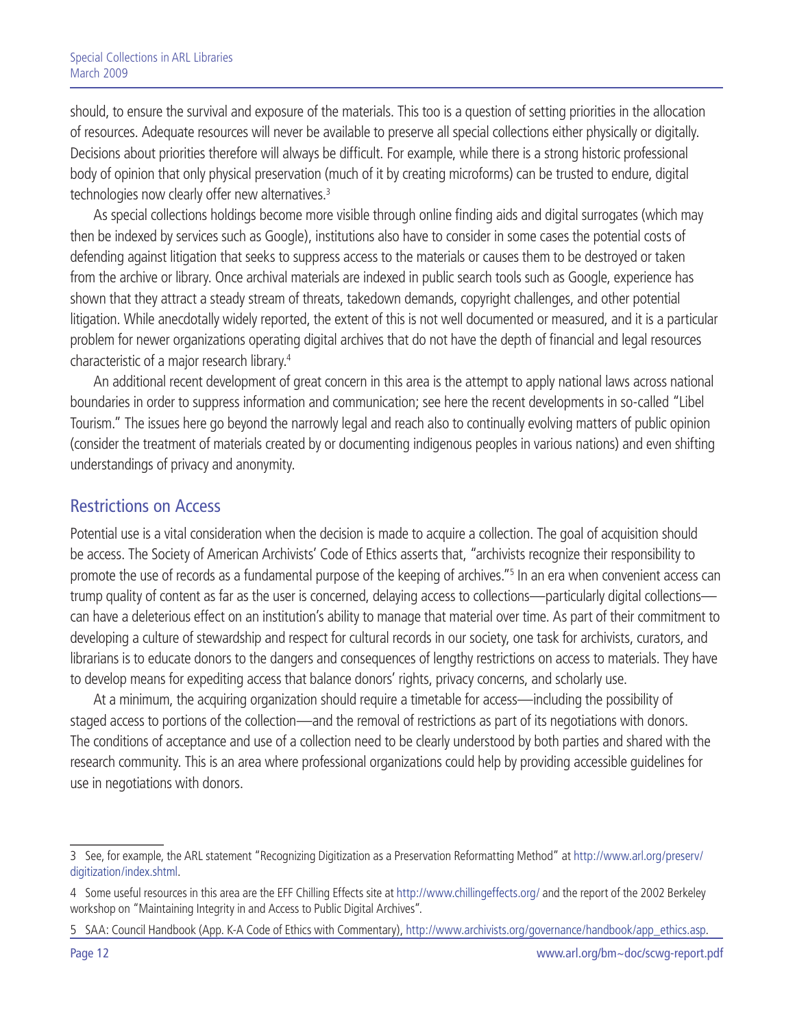should, to ensure the survival and exposure of the materials. This too is a question of setting priorities in the allocation of resources. Adequate resources will never be available to preserve all special collections either physically or digitally. Decisions about priorities therefore will always be difficult. For example, while there is a strong historic professional body of opinion that only physical preservation (much of it by creating microforms) can be trusted to endure, digital technologies now clearly offer new alternatives.[3]

As special collections holdings become more visible through online finding aids and digital surrogates (which may then be indexed by services such as Google), institutions also have to consider in some cases the potential costs of defending against litigation that seeks to suppress access to the materials or causes them to be destroyed or taken from the archive or library. Once archival materials are indexed in public search tools such as Google, experience has shown that they attract a steady stream of threats, takedown demands, copyright challenges, and other potential litigation. While anecdotally widely reported, the extent of this is not well documented or measured, and it is a particular problem for newer organizations operating digital archives that do not have the depth of financial and legal resources characteristic of a major research library.[4]

An additional recent development of great concern in this area is the attempt to apply national laws across national boundaries in order to suppress information and communication; see here the recent developments in so-called "Libel Tourism." The issues here go beyond the narrowly legal and reach also to continually evolving matters of public opinion (consider the treatment of materials created by or documenting indigenous peoples in various nations) and even shifting understandings of privacy and anonymity.

## Restrictions on Access

Potential use is a vital consideration when the decision is made to acquire a collection. The goal of acquisition should be access. The Society of American Archivists' Code of Ethics asserts that, "archivists recognize their responsibility to promote the use of records as a fundamental purpose of the keeping of archives."[5] In an era when convenient access can trump quality of content as far as the user is concerned, delaying access to collections—particularly digital collections—can have a deleterious effect on an institution's ability to manage that material over time. As part of their commitment to developing a culture of stewardship and respect for cultural records in our society, one task for archivists, curators, and librarians is to educate donors to the dangers and consequences of lengthy restrictions on access to materials. They have to develop means for expediting access that balance donors' rights, privacy concerns, and scholarly use.

At a minimum, the acquiring organization should require a timetable for access—including the possibility of staged access to portions of the collection—and the removal of restrictions as part of its negotiations with donors. The conditions of acceptance and use of a collection need to be clearly understood by both parties and shared with the research community. This is an area where professional organizations could help by providing accessible guidelines for use in negotiations with donors.

---

3 See, for example, the ARL statement "Recognizing Digitization as a Preservation Reformatting Method" at http://www.arl.org/preserv/digitization/index.shtml.

4 Some useful resources in this area are the EFF Chilling Effects site at http://www.chillingeffects.org/ and the report of the 2002 Berkeley workshop on "Maintaining Integrity in and Access to Public Digital Archives".

5 SAA: Council Handbook (App. K-A Code of Ethics with Commentary), http://www.archivists.org/governance/handbook/app_ethics.asp.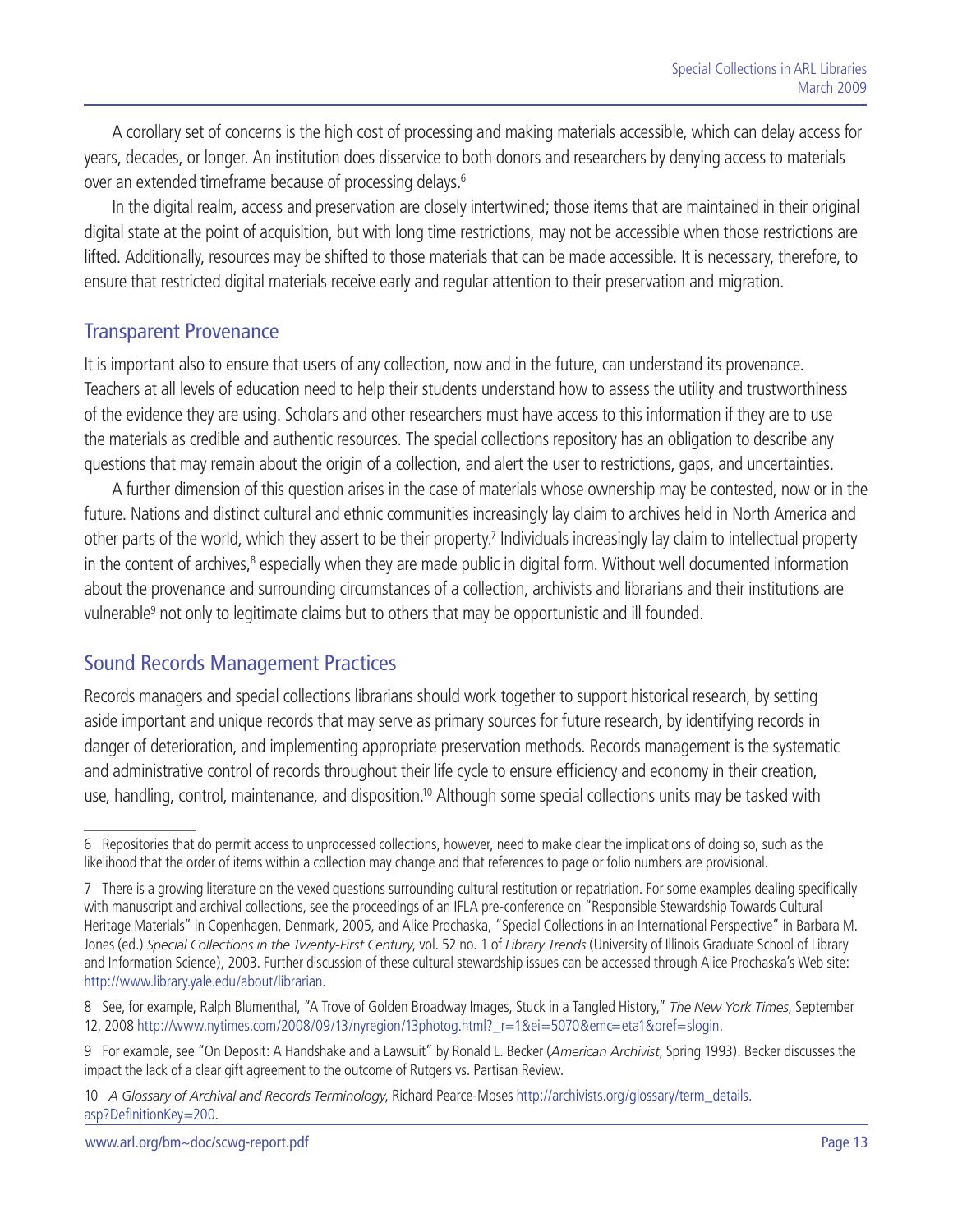A corollary set of concerns is the high cost of processing and making materials accessible, which can delay access for years, decades, or longer. An institution does disservice to both donors and researchers by denying access to materials over an extended timeframe because of processing delays.[6]

In the digital realm, access and preservation are closely intertwined; those items that are maintained in their original digital state at the point of acquisition, but with long time restrictions, may not be accessible when those restrictions are lifted. Additionally, resources may be shifted to those materials that can be made accessible. It is necessary, therefore, to ensure that restricted digital materials receive early and regular attention to their preservation and migration.

## Transparent Provenance

It is important also to ensure that users of any collection, now and in the future, can understand its provenance. Teachers at all levels of education need to help their students understand how to assess the utility and trustworthiness of the evidence they are using. Scholars and other researchers must have access to this information if they are to use the materials as credible and authentic resources. The special collections repository has an obligation to describe any questions that may remain about the origin of a collection, and alert the user to restrictions, gaps, and uncertainties.

A further dimension of this question arises in the case of materials whose ownership may be contested, now or in the future. Nations and distinct cultural and ethnic communities increasingly lay claim to archives held in North America and other parts of the world, which they assert to be their property.[7] Individuals increasingly lay claim to intellectual property in the content of archives,[8] especially when they are made public in digital form. Without well documented information about the provenance and surrounding circumstances of a collection, archivists and librarians and their institutions are vulnerable[9] not only to legitimate claims but to others that may be opportunistic and ill founded.

## Sound Records Management Practices

Records managers and special collections librarians should work together to support historical research, by setting aside important and unique records that may serve as primary sources for future research, by identifying records in danger of deterioration, and implementing appropriate preservation methods. Records management is the systematic and administrative control of records throughout their life cycle to ensure efficiency and economy in their creation, use, handling, control, maintenance, and disposition.[10] Although some special collections units may be tasked with

---

6 Repositories that do permit access to unprocessed collections, however, need to make clear the implications of doing so, such as the likelihood that the order of items within a collection may change and that references to page or folio numbers are provisional.

7 There is a growing literature on the vexed questions surrounding cultural restitution or repatriation. For some examples dealing specifically with manuscript and archival collections, see the proceedings of an IFLA pre-conference on "Responsible Stewardship Towards Cultural Heritage Materials" in Copenhagen, Denmark, 2005, and Alice Prochaska, "Special Collections in an International Perspective" in Barbara M. Jones (ed.) *Special Collections in the Twenty-First Century*, vol. 52 no. 1 of *Library Trends* (University of Illinois Graduate School of Library and Information Science), 2003. Further discussion of these cultural stewardship issues can be accessed through Alice Prochaska's Web site: http://www.library.yale.edu/about/librarian.

8 See, for example, Ralph Blumenthal, "A Trove of Golden Broadway Images, Stuck in a Tangled History," *The New York Times*, September 12, 2008 http://www.nytimes.com/2008/09/13/nyregion/13photog.html?_r=1&ei=5070&emc=eta1&oref=slogin.

9 For example, see "On Deposit: A Handshake and a Lawsuit" by Ronald L. Becker (*American Archivist*, Spring 1993). Becker discusses the impact the lack of a clear gift agreement to the outcome of Rutgers vs. Partisan Review.

10 *A Glossary of Archival and Records Terminology*, Richard Pearce-Moses http://archivists.org/glossary/term_details.asp?DefinitionKey=200.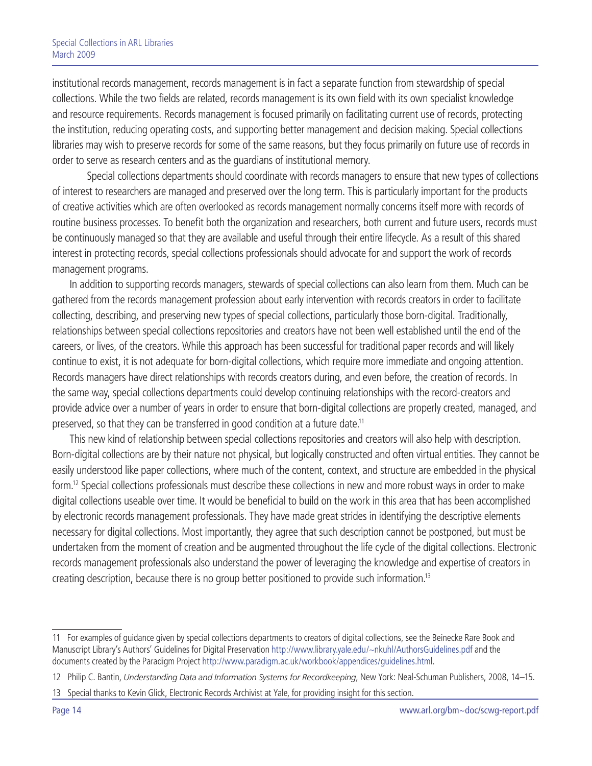institutional records management, records management is in fact a separate function from stewardship of special collections. While the two fields are related, records management is its own field with its own specialist knowledge and resource requirements. Records management is focused primarily on facilitating current use of records, protecting the institution, reducing operating costs, and supporting better management and decision making. Special collections libraries may wish to preserve records for some of the same reasons, but they focus primarily on future use of records in order to serve as research centers and as the guardians of institutional memory.

Special collections departments should coordinate with records managers to ensure that new types of collections of interest to researchers are managed and preserved over the long term. This is particularly important for the products of creative activities which are often overlooked as records management normally concerns itself more with records of routine business processes. To benefit both the organization and researchers, both current and future users, records must be continuously managed so that they are available and useful through their entire lifecycle. As a result of this shared interest in protecting records, special collections professionals should advocate for and support the work of records management programs.

In addition to supporting records managers, stewards of special collections can also learn from them. Much can be gathered from the records management profession about early intervention with records creators in order to facilitate collecting, describing, and preserving new types of special collections, particularly those born-digital. Traditionally, relationships between special collections repositories and creators have not been well established until the end of the careers, or lives, of the creators. While this approach has been successful for traditional paper records and will likely continue to exist, it is not adequate for born-digital collections, which require more immediate and ongoing attention. Records managers have direct relationships with records creators during, and even before, the creation of records. In the same way, special collections departments could develop continuing relationships with the record-creators and provide advice over a number of years in order to ensure that born-digital collections are properly created, managed, and preserved, so that they can be transferred in good condition at a future date.[11]

This new kind of relationship between special collections repositories and creators will also help with description. Born-digital collections are by their nature not physical, but logically constructed and often virtual entities. They cannot be easily understood like paper collections, where much of the content, context, and structure are embedded in the physical form.[12] Special collections professionals must describe these collections in new and more robust ways in order to make digital collections useable over time. It would be beneficial to build on the work in this area that has been accomplished by electronic records management professionals. They have made great strides in identifying the descriptive elements necessary for digital collections. Most importantly, they agree that such description cannot be postponed, but must be undertaken from the moment of creation and be augmented throughout the life cycle of the digital collections. Electronic records management professionals also understand the power of leveraging the knowledge and expertise of creators in creating description, because there is no group better positioned to provide such information.[13]

---

11 For examples of guidance given by special collections departments to creators of digital collections, see the Beinecke Rare Book and Manuscript Library's Authors' Guidelines for Digital Preservation http://www.library.yale.edu/~nkuhl/AuthorsGuidelines.pdf and the documents created by the Paradigm Project http://www.paradigm.ac.uk/workbook/appendices/guidelines.html.

12 Philip C. Bantin, *Understanding Data and Information Systems for Recordkeeping*, New York: Neal-Schuman Publishers, 2008, 14–15.

13 Special thanks to Kevin Glick, Electronic Records Archivist at Yale, for providing insight for this section.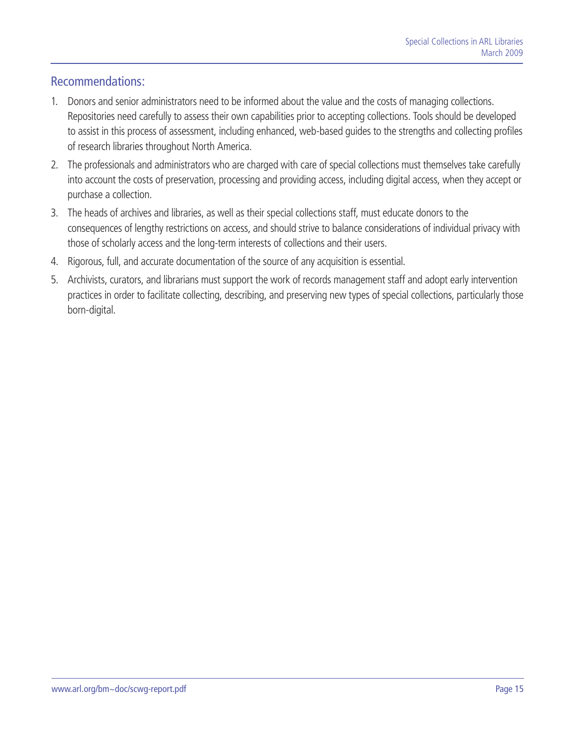## Recommendations:

1. Donors and senior administrators need to be informed about the value and the costs of managing collections. Repositories need carefully to assess their own capabilities prior to accepting collections. Tools should be developed to assist in this process of assessment, including enhanced, web-based guides to the strengths and collecting profiles of research libraries throughout North America.
2. The professionals and administrators who are charged with care of special collections must themselves take carefully into account the costs of preservation, processing and providing access, including digital access, when they accept or purchase a collection.
3. The heads of archives and libraries, as well as their special collections staff, must educate donors to the consequences of lengthy restrictions on access, and should strive to balance considerations of individual privacy with those of scholarly access and the long-term interests of collections and their users.
4. Rigorous, full, and accurate documentation of the source of any acquisition is essential.
5. Archivists, curators, and librarians must support the work of records management staff and adopt early intervention practices in order to facilitate collecting, describing, and preserving new types of special collections, particularly those born-digital.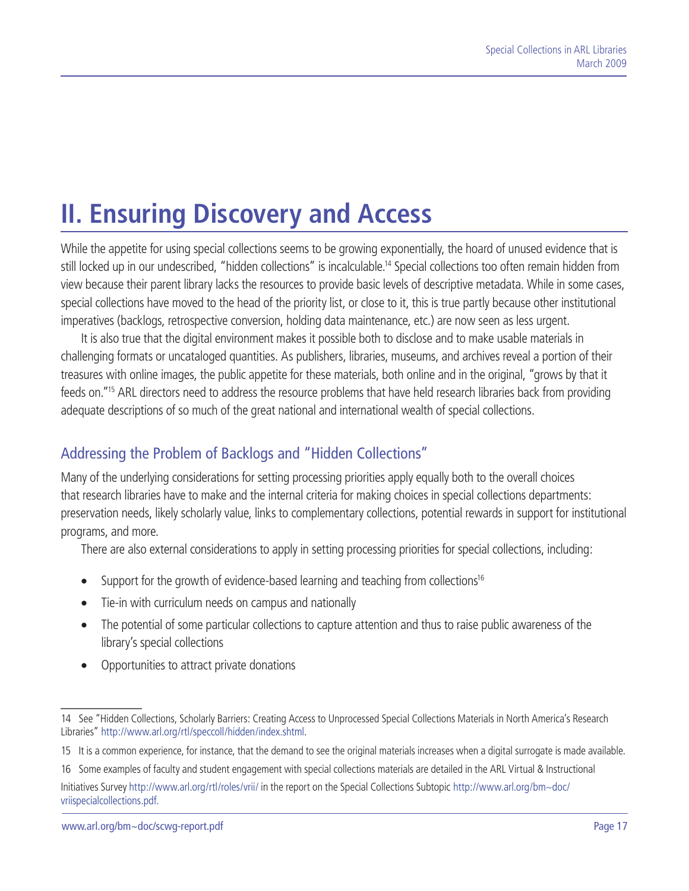# II. Ensuring Discovery and Access

While the appetite for using special collections seems to be growing exponentially, the hoard of unused evidence that is still locked up in our undescribed, "hidden collections" is incalculable.[14] Special collections too often remain hidden from view because their parent library lacks the resources to provide basic levels of descriptive metadata. While in some cases, special collections have moved to the head of the priority list, or close to it, this is true partly because other institutional imperatives (backlogs, retrospective conversion, holding data maintenance, etc.) are now seen as less urgent.

It is also true that the digital environment makes it possible both to disclose and to make usable materials in challenging formats or uncataloged quantities. As publishers, libraries, museums, and archives reveal a portion of their treasures with online images, the public appetite for these materials, both online and in the original, "grows by that it feeds on."[15] ARL directors need to address the resource problems that have held research libraries back from providing adequate descriptions of so much of the great national and international wealth of special collections.

## Addressing the Problem of Backlogs and "Hidden Collections"

Many of the underlying considerations for setting processing priorities apply equally both to the overall choices that research libraries have to make and the internal criteria for making choices in special collections departments: preservation needs, likely scholarly value, links to complementary collections, potential rewards in support for institutional programs, and more.

There are also external considerations to apply in setting processing priorities for special collections, including:

- Support for the growth of evidence-based learning and teaching from collections[16]
- Tie-in with curriculum needs on campus and nationally
- The potential of some particular collections to capture attention and thus to raise public awareness of the library's special collections
- Opportunities to attract private donations

---

14 See "Hidden Collections, Scholarly Barriers: Creating Access to Unprocessed Special Collections Materials in North America's Research Libraries" http://www.arl.org/rtl/speccoll/hidden/index.shtml.

15 It is a common experience, for instance, that the demand to see the original materials increases when a digital surrogate is made available.

16 Some examples of faculty and student engagement with special collections materials are detailed in the ARL Virtual & Instructional Initiatives Survey http://www.arl.org/rtl/roles/vrii/ in the report on the Special Collections Subtopic http://www.arl.org/bm~doc/vriispecialcollections.pdf.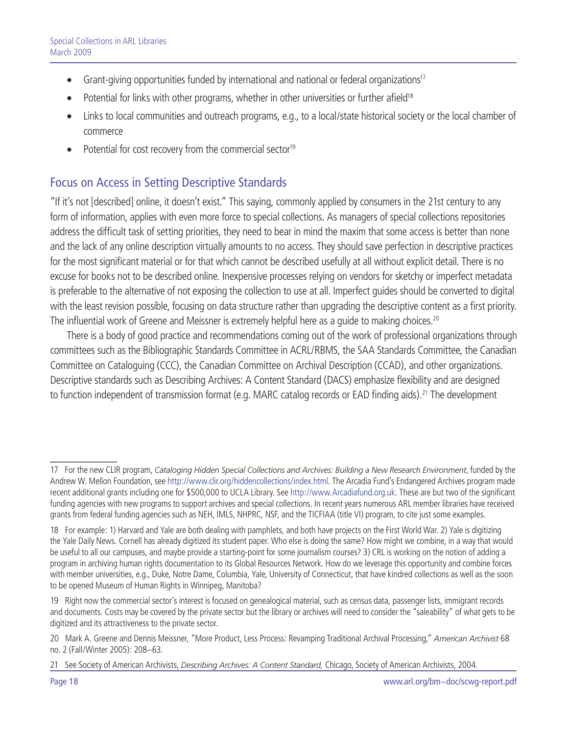- Grant-giving opportunities funded by international and national or federal organizations[17]
- Potential for links with other programs, whether in other universities or further afield[18]
- Links to local communities and outreach programs, e.g., to a local/state historical society or the local chamber of commerce
- Potential for cost recovery from the commercial sector[19]

## Focus on Access in Setting Descriptive Standards

"If it's not [described] online, it doesn't exist." This saying, commonly applied by consumers in the 21st century to any form of information, applies with even more force to special collections. As managers of special collections repositories address the difficult task of setting priorities, they need to bear in mind the maxim that some access is better than none and the lack of any online description virtually amounts to no access. They should save perfection in descriptive practices for the most significant material or for that which cannot be described usefully at all without explicit detail. There is no excuse for books not to be described online. Inexpensive processes relying on vendors for sketchy or imperfect metadata is preferable to the alternative of not exposing the collection to use at all. Imperfect guides should be converted to digital with the least revision possible, focusing on data structure rather than upgrading the descriptive content as a first priority. The influential work of Greene and Meissner is extremely helpful here as a guide to making choices.[20]

There is a body of good practice and recommendations coming out of the work of professional organizations through committees such as the Bibliographic Standards Committee in ACRL/RBMS, the SAA Standards Committee, the Canadian Committee on Cataloguing (CCC), the Canadian Committee on Archival Description (CCAD), and other organizations. Descriptive standards such as Describing Archives: A Content Standard (DACS) emphasize flexibility and are designed to function independent of transmission format (e.g. MARC catalog records or EAD finding aids).[21] The development

---

17 For the new CLIR program, *Cataloging Hidden Special Collections and Archives: Building a New Research Environment*, funded by the Andrew W. Mellon Foundation, see http://www.clir.org/hiddencollections/index.html. The Arcadia Fund's Endangered Archives program made recent additional grants including one for $500,000 to UCLA Library. See http://www.Arcadiafund.org.uk. These are but two of the significant funding agencies with new programs to support archives and special collections. In recent years numerous ARL member libraries have received grants from federal funding agencies such as NEH, IMLS, NHPRC, NSF, and the TICFIAA (title VI) program, to cite just some examples.

18 For example: 1) Harvard and Yale are both dealing with pamphlets, and both have projects on the First World War. 2) Yale is digitizing the Yale Daily News. Cornell has already digitized its student paper. Who else is doing the same? How might we combine, in a way that would be useful to all our campuses, and maybe provide a starting-point for some journalism courses? 3) CRL is working on the notion of adding a program in archiving human rights documentation to its Global Resources Network. How do we leverage this opportunity and combine forces with member universities, e.g., Duke, Notre Dame, Columbia, Yale, University of Connecticut, that have kindred collections as well as the soon to be opened Museum of Human Rights in Winnipeg, Manitoba?

19 Right now the commercial sector's interest is focused on genealogical material, such as census data, passenger lists, immigrant records and documents. Costs may be covered by the private sector but the library or archives will need to consider the "saleability" of what gets to be digitized and its attractiveness to the private sector.

20 Mark A. Greene and Dennis Meissner, "More Product, Less Process: Revamping Traditional Archival Processing," *American Archivist* 68 no. 2 (Fall/Winter 2005): 208–63.

21 See Society of American Archivists, *Describing Archives: A Content Standard,* Chicago, Society of American Archivists, 2004.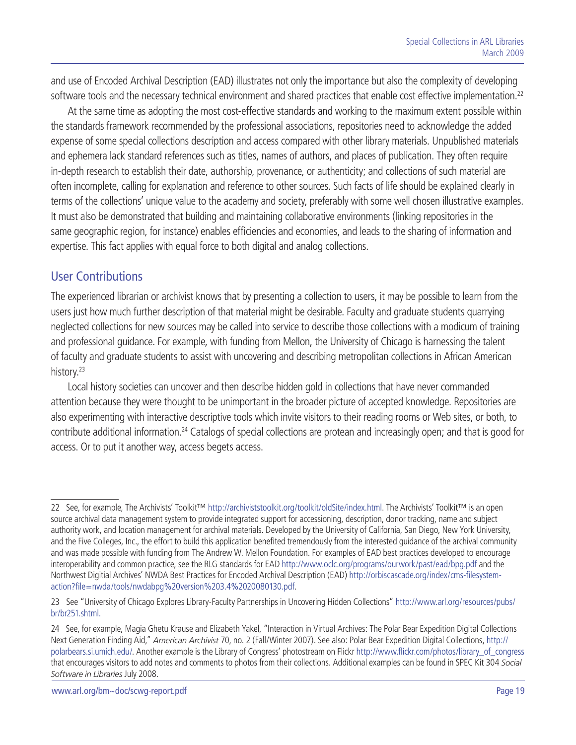and use of Encoded Archival Description (EAD) illustrates not only the importance but also the complexity of developing software tools and the necessary technical environment and shared practices that enable cost effective implementation.[22]

At the same time as adopting the most cost-effective standards and working to the maximum extent possible within the standards framework recommended by the professional associations, repositories need to acknowledge the added expense of some special collections description and access compared with other library materials. Unpublished materials and ephemera lack standard references such as titles, names of authors, and places of publication. They often require in-depth research to establish their date, authorship, provenance, or authenticity; and collections of such material are often incomplete, calling for explanation and reference to other sources. Such facts of life should be explained clearly in terms of the collections' unique value to the academy and society, preferably with some well chosen illustrative examples. It must also be demonstrated that building and maintaining collaborative environments (linking repositories in the same geographic region, for instance) enables efficiencies and economies, and leads to the sharing of information and expertise. This fact applies with equal force to both digital and analog collections.

## User Contributions

The experienced librarian or archivist knows that by presenting a collection to users, it may be possible to learn from the users just how much further description of that material might be desirable. Faculty and graduate students quarrying neglected collections for new sources may be called into service to describe those collections with a modicum of training and professional guidance. For example, with funding from Mellon, the University of Chicago is harnessing the talent of faculty and graduate students to assist with uncovering and describing metropolitan collections in African American history.[23]

Local history societies can uncover and then describe hidden gold in collections that have never commanded attention because they were thought to be unimportant in the broader picture of accepted knowledge. Repositories are also experimenting with interactive descriptive tools which invite visitors to their reading rooms or Web sites, or both, to contribute additional information.[24] Catalogs of special collections are protean and increasingly open; and that is good for access. Or to put it another way, access begets access.

---

22 See, for example, The Archivists' Toolkit™ http://archiviststoolkit.org/toolkit/oldSite/index.html. The Archivists' Toolkit™ is an open source archival data management system to provide integrated support for accessioning, description, donor tracking, name and subject authority work, and location management for archival materials. Developed by the University of California, San Diego, New York University, and the Five Colleges, Inc., the effort to build this application benefited tremendously from the interested guidance of the archival community and was made possible with funding from The Andrew W. Mellon Foundation. For examples of EAD best practices developed to encourage interoperability and common practice, see the RLG standards for EAD http://www.oclc.org/programs/ourwork/past/ead/bpg.pdf and the Northwest Digitial Archives' NWDA Best Practices for Encoded Archival Description (EAD) http://orbiscascade.org/index/cms-filesystem-action?file=nwda/tools/nwdabpg%20version%203.4%2020080130.pdf.

23 See "University of Chicago Explores Library-Faculty Partnerships in Uncovering Hidden Collections" http://www.arl.org/resources/pubs/br/br251.shtml.

24 See, for example, Magia Ghetu Krause and Elizabeth Yakel, "Interaction in Virtual Archives: The Polar Bear Expedition Digital Collections Next Generation Finding Aid," *American Archivist* 70, no. 2 (Fall/Winter 2007). See also: Polar Bear Expedition Digital Collections, http://polarbears.si.umich.edu/. Another example is the Library of Congress' photostream on Flickr http://www.flickr.com/photos/library_of_congress that encourages visitors to add notes and comments to photos from their collections. Additional examples can be found in SPEC Kit 304 *Social Software in Libraries* July 2008.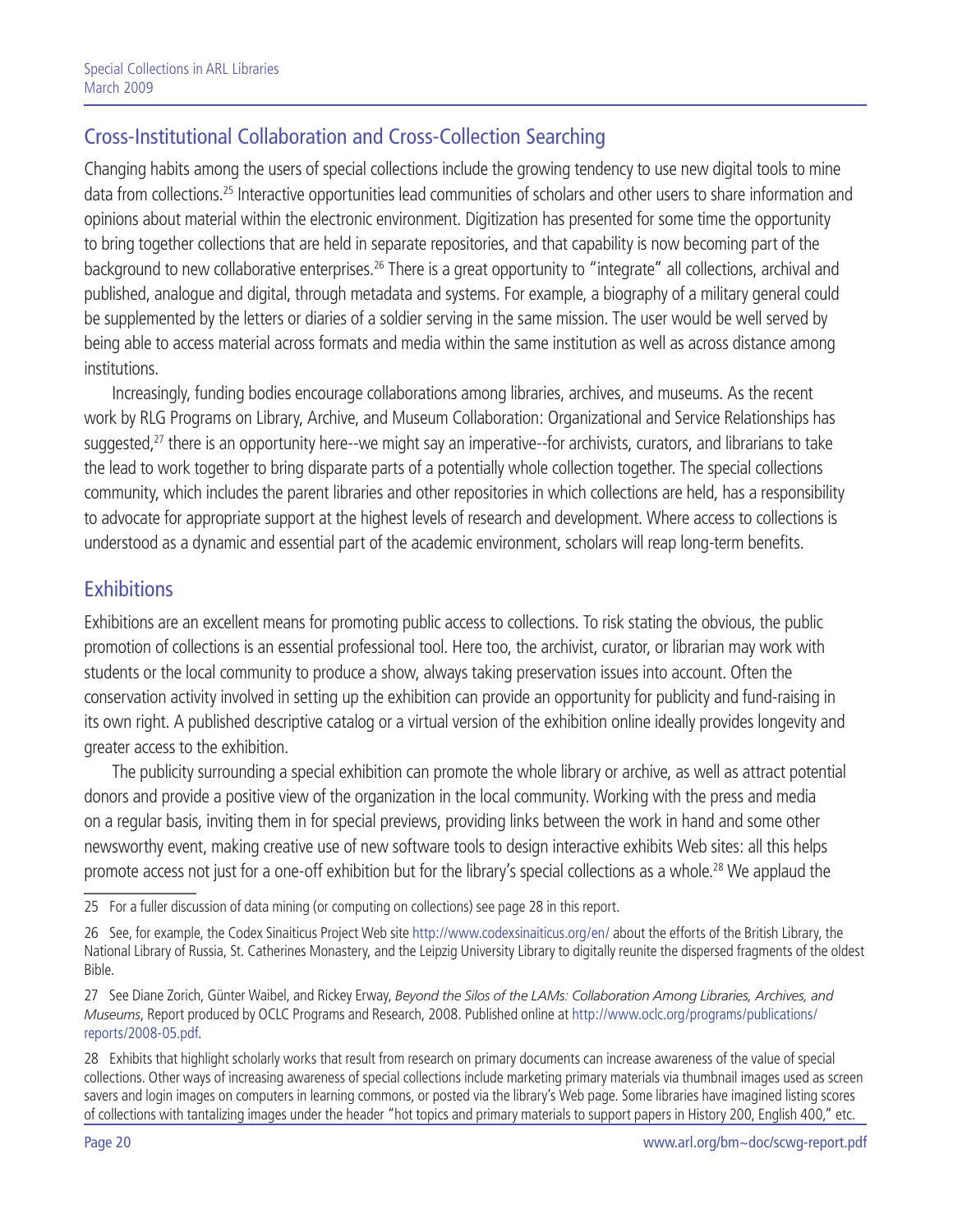## Cross-Institutional Collaboration and Cross-Collection Searching

Changing habits among the users of special collections include the growing tendency to use new digital tools to mine data from collections.[25] Interactive opportunities lead communities of scholars and other users to share information and opinions about material within the electronic environment. Digitization has presented for some time the opportunity to bring together collections that are held in separate repositories, and that capability is now becoming part of the background to new collaborative enterprises.[26] There is a great opportunity to "integrate" all collections, archival and published, analogue and digital, through metadata and systems. For example, a biography of a military general could be supplemented by the letters or diaries of a soldier serving in the same mission. The user would be well served by being able to access material across formats and media within the same institution as well as across distance among institutions.

Increasingly, funding bodies encourage collaborations among libraries, archives, and museums. As the recent work by RLG Programs on Library, Archive, and Museum Collaboration: Organizational and Service Relationships has suggested,[27] there is an opportunity here--we might say an imperative--for archivists, curators, and librarians to take the lead to work together to bring disparate parts of a potentially whole collection together. The special collections community, which includes the parent libraries and other repositories in which collections are held, has a responsibility to advocate for appropriate support at the highest levels of research and development. Where access to collections is understood as a dynamic and essential part of the academic environment, scholars will reap long-term benefits.

## Exhibitions

Exhibitions are an excellent means for promoting public access to collections. To risk stating the obvious, the public promotion of collections is an essential professional tool. Here too, the archivist, curator, or librarian may work with students or the local community to produce a show, always taking preservation issues into account. Often the conservation activity involved in setting up the exhibition can provide an opportunity for publicity and fund-raising in its own right. A published descriptive catalog or a virtual version of the exhibition online ideally provides longevity and greater access to the exhibition.

The publicity surrounding a special exhibition can promote the whole library or archive, as well as attract potential donors and provide a positive view of the organization in the local community. Working with the press and media on a regular basis, inviting them in for special previews, providing links between the work in hand and some other newsworthy event, making creative use of new software tools to design interactive exhibits Web sites: all this helps promote access not just for a one-off exhibition but for the library's special collections as a whole.[28] We applaud the

---

25 For a fuller discussion of data mining (or computing on collections) see page 28 in this report.

26 See, for example, the Codex Sinaiticus Project Web site http://www.codexsinaiticus.org/en/ about the efforts of the British Library, the National Library of Russia, St. Catherines Monastery, and the Leipzig University Library to digitally reunite the dispersed fragments of the oldest Bible.

27 See Diane Zorich, Günter Waibel, and Rickey Erway, *Beyond the Silos of the LAMs: Collaboration Among Libraries, Archives, and Museums*, Report produced by OCLC Programs and Research, 2008. Published online at http://www.oclc.org/programs/publications/reports/2008-05.pdf.

28 Exhibits that highlight scholarly works that result from research on primary documents can increase awareness of the value of special collections. Other ways of increasing awareness of special collections include marketing primary materials via thumbnail images used as screen savers and login images on computers in learning commons, or posted via the library's Web page. Some libraries have imagined listing scores of collections with tantalizing images under the header "hot topics and primary materials to support papers in History 200, English 400," etc.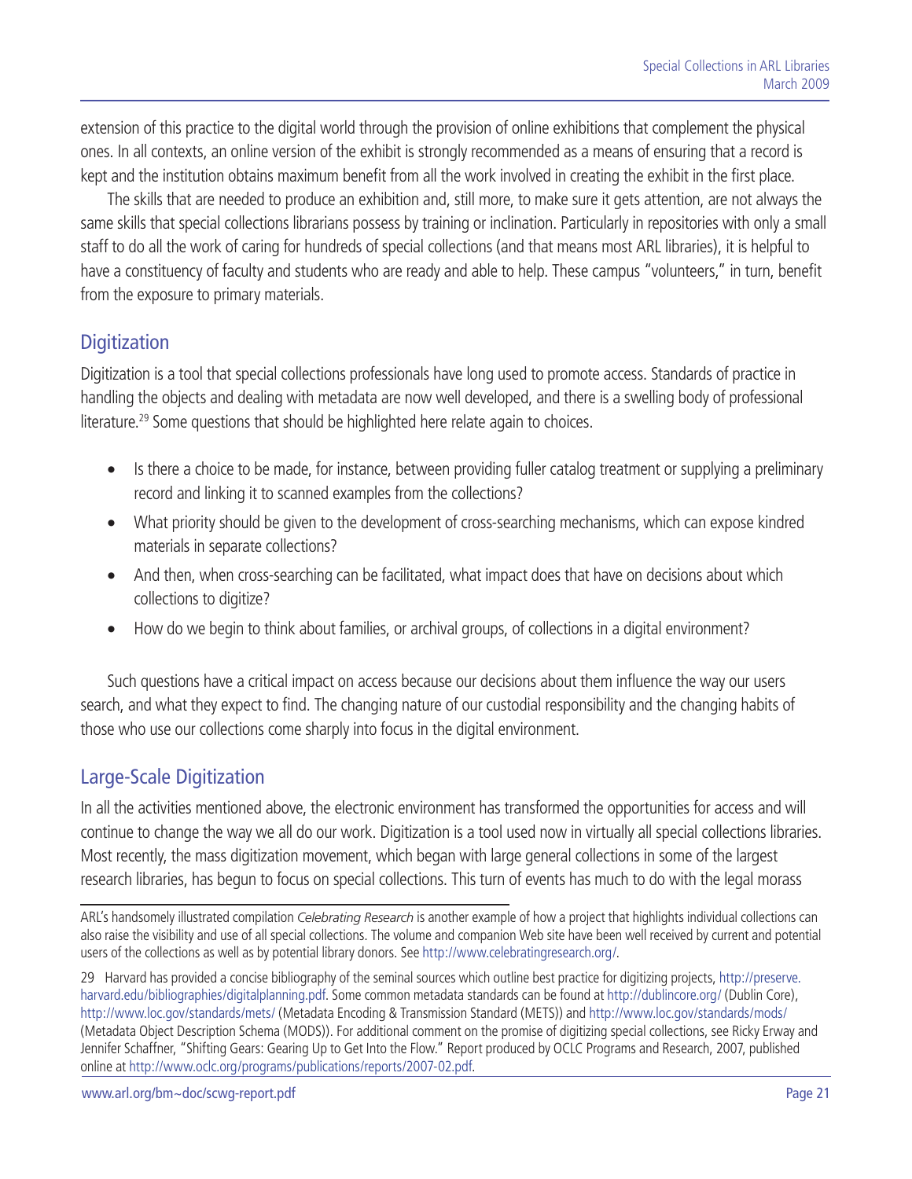extension of this practice to the digital world through the provision of online exhibitions that complement the physical ones. In all contexts, an online version of the exhibit is strongly recommended as a means of ensuring that a record is kept and the institution obtains maximum benefit from all the work involved in creating the exhibit in the first place.

The skills that are needed to produce an exhibition and, still more, to make sure it gets attention, are not always the same skills that special collections librarians possess by training or inclination. Particularly in repositories with only a small staff to do all the work of caring for hundreds of special collections (and that means most ARL libraries), it is helpful to have a constituency of faculty and students who are ready and able to help. These campus "volunteers," in turn, benefit from the exposure to primary materials.

## Digitization

Digitization is a tool that special collections professionals have long used to promote access. Standards of practice in handling the objects and dealing with metadata are now well developed, and there is a swelling body of professional literature.[29] Some questions that should be highlighted here relate again to choices.

- Is there a choice to be made, for instance, between providing fuller catalog treatment or supplying a preliminary record and linking it to scanned examples from the collections?
- What priority should be given to the development of cross-searching mechanisms, which can expose kindred materials in separate collections?
- And then, when cross-searching can be facilitated, what impact does that have on decisions about which collections to digitize?
- How do we begin to think about families, or archival groups, of collections in a digital environment?

Such questions have a critical impact on access because our decisions about them influence the way our users search, and what they expect to find. The changing nature of our custodial responsibility and the changing habits of those who use our collections come sharply into focus in the digital environment.

## Large-Scale Digitization

In all the activities mentioned above, the electronic environment has transformed the opportunities for access and will continue to change the way we all do our work. Digitization is a tool used now in virtually all special collections libraries. Most recently, the mass digitization movement, which began with large general collections in some of the largest research libraries, has begun to focus on special collections. This turn of events has much to do with the legal morass

---

ARL's handsomely illustrated compilation *Celebrating Research* is another example of how a project that highlights individual collections can also raise the visibility and use of all special collections. The volume and companion Web site have been well received by current and potential users of the collections as well as by potential library donors. See http://www.celebratingresearch.org/.

29 Harvard has provided a concise bibliography of the seminal sources which outline best practice for digitizing projects, http://preserve.harvard.edu/bibliographies/digitalplanning.pdf. Some common metadata standards can be found at http://dublincore.org/ (Dublin Core), http://www.loc.gov/standards/mets/ (Metadata Encoding & Transmission Standard (METS)) and http://www.loc.gov/standards/mods/ (Metadata Object Description Schema (MODS)). For additional comment on the promise of digitizing special collections, see Ricky Erway and Jennifer Schaffner, "Shifting Gears: Gearing Up to Get Into the Flow." Report produced by OCLC Programs and Research, 2007, published online at http://www.oclc.org/programs/publications/reports/2007-02.pdf.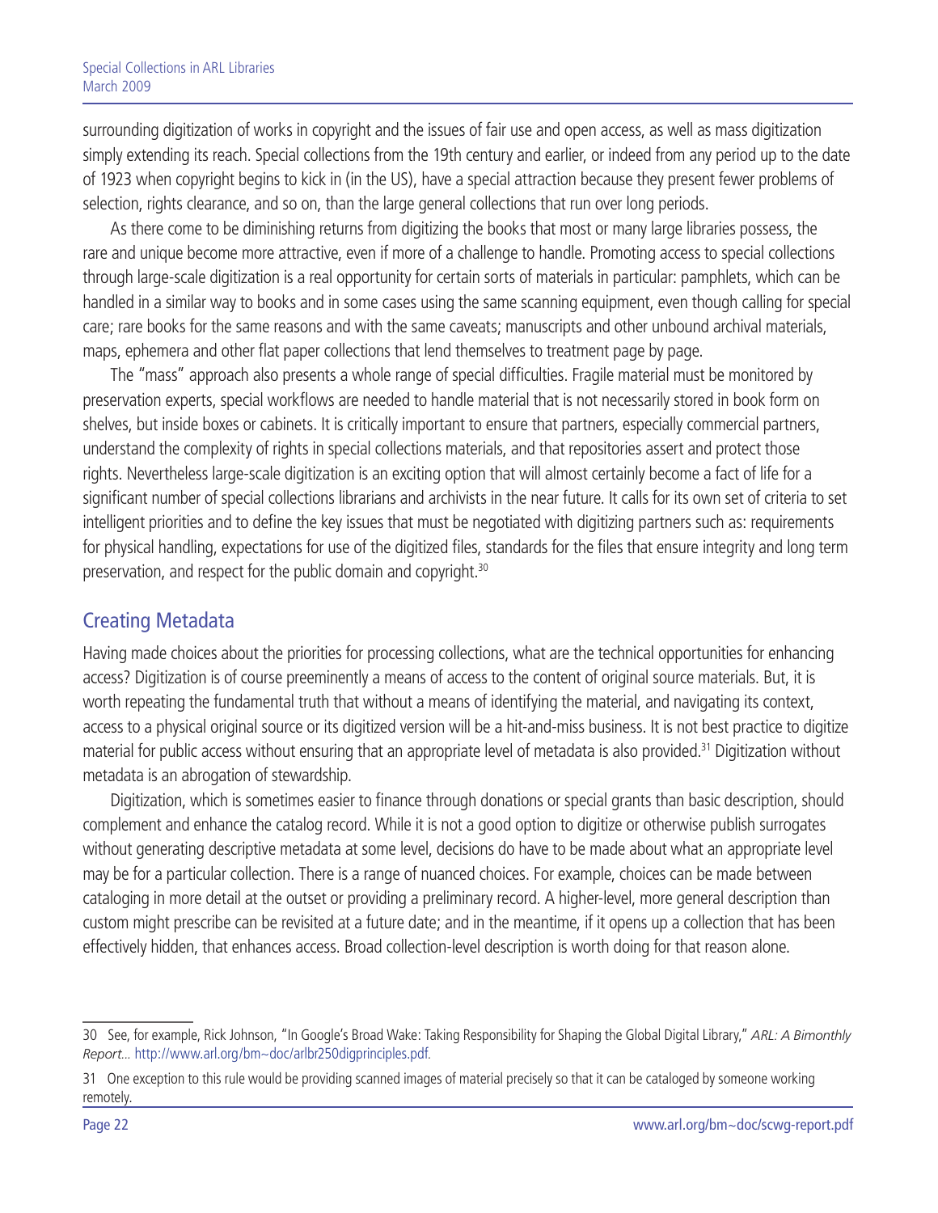surrounding digitization of works in copyright and the issues of fair use and open access, as well as mass digitization simply extending its reach. Special collections from the 19th century and earlier, or indeed from any period up to the date of 1923 when copyright begins to kick in (in the US), have a special attraction because they present fewer problems of selection, rights clearance, and so on, than the large general collections that run over long periods.

As there come to be diminishing returns from digitizing the books that most or many large libraries possess, the rare and unique become more attractive, even if more of a challenge to handle. Promoting access to special collections through large-scale digitization is a real opportunity for certain sorts of materials in particular: pamphlets, which can be handled in a similar way to books and in some cases using the same scanning equipment, even though calling for special care; rare books for the same reasons and with the same caveats; manuscripts and other unbound archival materials, maps, ephemera and other flat paper collections that lend themselves to treatment page by page.

The "mass" approach also presents a whole range of special difficulties. Fragile material must be monitored by preservation experts, special workflows are needed to handle material that is not necessarily stored in book form on shelves, but inside boxes or cabinets. It is critically important to ensure that partners, especially commercial partners, understand the complexity of rights in special collections materials, and that repositories assert and protect those rights. Nevertheless large-scale digitization is an exciting option that will almost certainly become a fact of life for a significant number of special collections librarians and archivists in the near future. It calls for its own set of criteria to set intelligent priorities and to define the key issues that must be negotiated with digitizing partners such as: requirements for physical handling, expectations for use of the digitized files, standards for the files that ensure integrity and long term preservation, and respect for the public domain and copyright.[30]

## Creating Metadata

Having made choices about the priorities for processing collections, what are the technical opportunities for enhancing access? Digitization is of course preeminently a means of access to the content of original source materials. But, it is worth repeating the fundamental truth that without a means of identifying the material, and navigating its context, access to a physical original source or its digitized version will be a hit-and-miss business. It is not best practice to digitize material for public access without ensuring that an appropriate level of metadata is also provided.[31] Digitization without metadata is an abrogation of stewardship.

Digitization, which is sometimes easier to finance through donations or special grants than basic description, should complement and enhance the catalog record. While it is not a good option to digitize or otherwise publish surrogates without generating descriptive metadata at some level, decisions do have to be made about what an appropriate level may be for a particular collection. There is a range of nuanced choices. For example, choices can be made between cataloging in more detail at the outset or providing a preliminary record. A higher-level, more general description than custom might prescribe can be revisited at a future date; and in the meantime, if it opens up a collection that has been effectively hidden, that enhances access. Broad collection-level description is worth doing for that reason alone.

---

30 See, for example, Rick Johnson, "In Google's Broad Wake: Taking Responsibility for Shaping the Global Digital Library," *ARL: A Bimonthly Report...* http://www.arl.org/bm~doc/arlbr250digprinciples.pdf.

31 One exception to this rule would be providing scanned images of material precisely so that it can be cataloged by someone working remotely.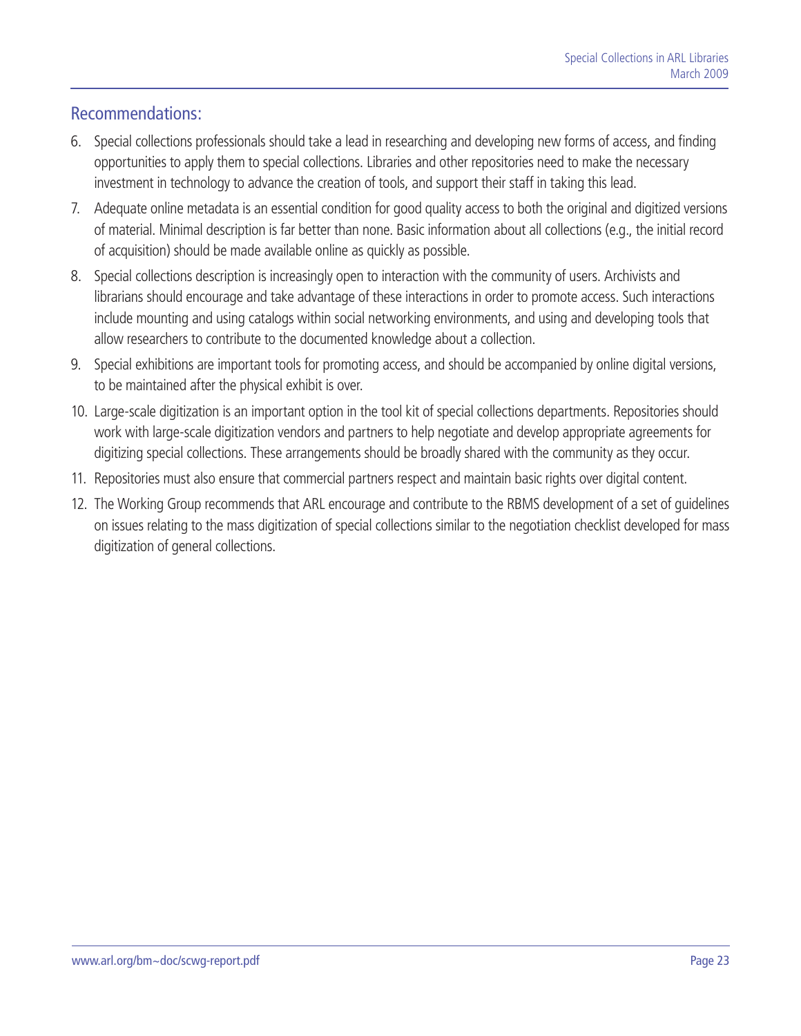## Recommendations:

6. Special collections professionals should take a lead in researching and developing new forms of access, and finding opportunities to apply them to special collections. Libraries and other repositories need to make the necessary investment in technology to advance the creation of tools, and support their staff in taking this lead.
7. Adequate online metadata is an essential condition for good quality access to both the original and digitized versions of material. Minimal description is far better than none. Basic information about all collections (e.g., the initial record of acquisition) should be made available online as quickly as possible.
8. Special collections description is increasingly open to interaction with the community of users. Archivists and librarians should encourage and take advantage of these interactions in order to promote access. Such interactions include mounting and using catalogs within social networking environments, and using and developing tools that allow researchers to contribute to the documented knowledge about a collection.
9. Special exhibitions are important tools for promoting access, and should be accompanied by online digital versions, to be maintained after the physical exhibit is over.
10. Large-scale digitization is an important option in the tool kit of special collections departments. Repositories should work with large-scale digitization vendors and partners to help negotiate and develop appropriate agreements for digitizing special collections. These arrangements should be broadly shared with the community as they occur.
11. Repositories must also ensure that commercial partners respect and maintain basic rights over digital content.
12. The Working Group recommends that ARL encourage and contribute to the RBMS development of a set of guidelines on issues relating to the mass digitization of special collections similar to the negotiation checklist developed for mass digitization of general collections.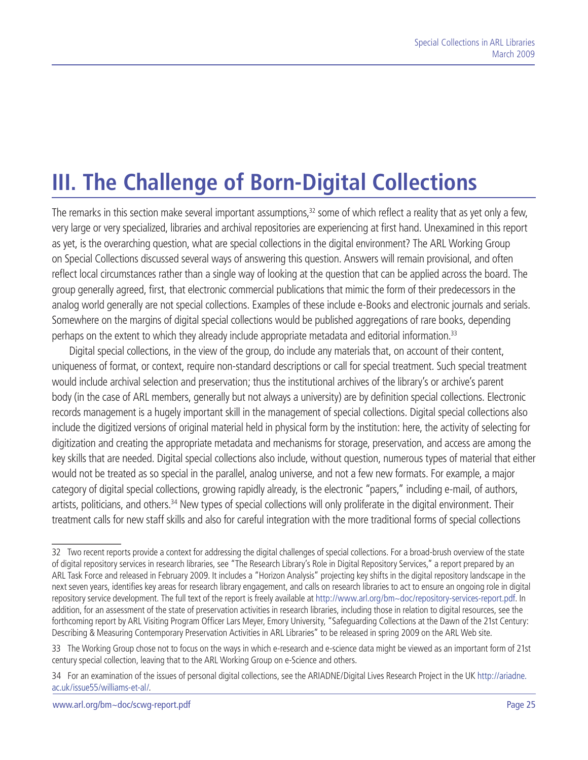# III. The Challenge of Born-Digital Collections

The remarks in this section make several important assumptions,[32] some of which reflect a reality that as yet only a few, very large or very specialized, libraries and archival repositories are experiencing at first hand. Unexamined in this report as yet, is the overarching question, what are special collections in the digital environment? The ARL Working Group on Special Collections discussed several ways of answering this question. Answers will remain provisional, and often reflect local circumstances rather than a single way of looking at the question that can be applied across the board. The group generally agreed, first, that electronic commercial publications that mimic the form of their predecessors in the analog world generally are not special collections. Examples of these include e-Books and electronic journals and serials. Somewhere on the margins of digital special collections would be published aggregations of rare books, depending perhaps on the extent to which they already include appropriate metadata and editorial information.[33]

Digital special collections, in the view of the group, do include any materials that, on account of their content, uniqueness of format, or context, require non-standard descriptions or call for special treatment. Such special treatment would include archival selection and preservation; thus the institutional archives of the library's or archive's parent body (in the case of ARL members, generally but not always a university) are by definition special collections. Electronic records management is a hugely important skill in the management of special collections. Digital special collections also include the digitized versions of original material held in physical form by the institution: here, the activity of selecting for digitization and creating the appropriate metadata and mechanisms for storage, preservation, and access are among the key skills that are needed. Digital special collections also include, without question, numerous types of material that either would not be treated as so special in the parallel, analog universe, and not a few new formats. For example, a major category of digital special collections, growing rapidly already, is the electronic "papers," including e-mail, of authors, artists, politicians, and others.[34] New types of special collections will only proliferate in the digital environment. Their treatment calls for new staff skills and also for careful integration with the more traditional forms of special collections

---

32 Two recent reports provide a context for addressing the digital challenges of special collections. For a broad-brush overview of the state of digital repository services in research libraries, see "The Research Library's Role in Digital Repository Services," a report prepared by an ARL Task Force and released in February 2009. It includes a "Horizon Analysis" projecting key shifts in the digital repository landscape in the next seven years, identifies key areas for research library engagement, and calls on research libraries to act to ensure an ongoing role in digital repository service development. The full text of the report is freely available at http://www.arl.org/bm~doc/repository-services-report.pdf. In addition, for an assessment of the state of preservation activities in research libraries, including those in relation to digital resources, see the forthcoming report by ARL Visiting Program Officer Lars Meyer, Emory University, "Safeguarding Collections at the Dawn of the 21st Century: Describing & Measuring Contemporary Preservation Activities in ARL Libraries" to be released in spring 2009 on the ARL Web site.

33 The Working Group chose not to focus on the ways in which e-research and e-science data might be viewed as an important form of 21st century special collection, leaving that to the ARL Working Group on e-Science and others.

34 For an examination of the issues of personal digital collections, see the ARIADNE/Digital Lives Research Project in the UK http://ariadne.ac.uk/issue55/williams-et-al/.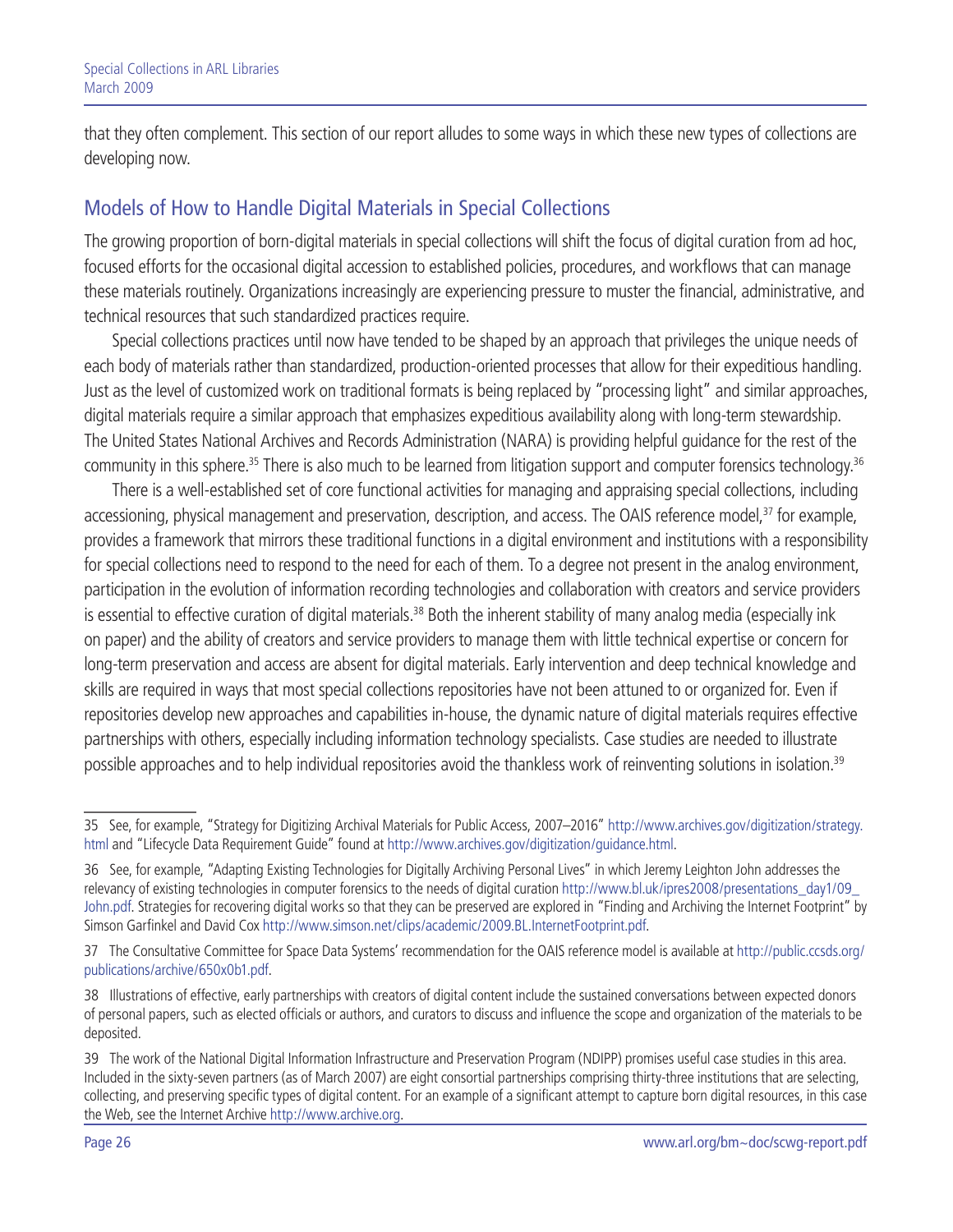that they often complement. This section of our report alludes to some ways in which these new types of collections are developing now.

## Models of How to Handle Digital Materials in Special Collections

The growing proportion of born-digital materials in special collections will shift the focus of digital curation from ad hoc, focused efforts for the occasional digital accession to established policies, procedures, and workflows that can manage these materials routinely. Organizations increasingly are experiencing pressure to muster the financial, administrative, and technical resources that such standardized practices require.

Special collections practices until now have tended to be shaped by an approach that privileges the unique needs of each body of materials rather than standardized, production-oriented processes that allow for their expeditious handling. Just as the level of customized work on traditional formats is being replaced by "processing light" and similar approaches, digital materials require a similar approach that emphasizes expeditious availability along with long-term stewardship. The United States National Archives and Records Administration (NARA) is providing helpful guidance for the rest of the community in this sphere.[35] There is also much to be learned from litigation support and computer forensics technology.[36]

There is a well-established set of core functional activities for managing and appraising special collections, including accessioning, physical management and preservation, description, and access. The OAIS reference model,[37] for example, provides a framework that mirrors these traditional functions in a digital environment and institutions with a responsibility for special collections need to respond to the need for each of them. To a degree not present in the analog environment, participation in the evolution of information recording technologies and collaboration with creators and service providers is essential to effective curation of digital materials.[38] Both the inherent stability of many analog media (especially ink on paper) and the ability of creators and service providers to manage them with little technical expertise or concern for long-term preservation and access are absent for digital materials. Early intervention and deep technical knowledge and skills are required in ways that most special collections repositories have not been attuned to or organized for. Even if repositories develop new approaches and capabilities in-house, the dynamic nature of digital materials requires effective partnerships with others, especially including information technology specialists. Case studies are needed to illustrate possible approaches and to help individual repositories avoid the thankless work of reinventing solutions in isolation.[39]

---

35 See, for example, "Strategy for Digitizing Archival Materials for Public Access, 2007–2016" http://www.archives.gov/digitization/strategy.html and "Lifecycle Data Requirement Guide" found at http://www.archives.gov/digitization/guidance.html.

36 See, for example, "Adapting Existing Technologies for Digitally Archiving Personal Lives" in which Jeremy Leighton John addresses the relevancy of existing technologies in computer forensics to the needs of digital curation http://www.bl.uk/ipres2008/presentations_day1/09_John.pdf. Strategies for recovering digital works so that they can be preserved are explored in "Finding and Archiving the Internet Footprint" by Simson Garfinkel and David Cox http://www.simson.net/clips/academic/2009.BL.InternetFootprint.pdf.

37 The Consultative Committee for Space Data Systems' recommendation for the OAIS reference model is available at http://public.ccsds.org/publications/archive/650x0b1.pdf.

38 Illustrations of effective, early partnerships with creators of digital content include the sustained conversations between expected donors of personal papers, such as elected officials or authors, and curators to discuss and influence the scope and organization of the materials to be deposited.

39 The work of the National Digital Information Infrastructure and Preservation Program (NDIPP) promises useful case studies in this area. Included in the sixty-seven partners (as of March 2007) are eight consortial partnerships comprising thirty-three institutions that are selecting, collecting, and preserving specific types of digital content. For an example of a significant attempt to capture born digital resources, in this case the Web, see the Internet Archive http://www.archive.org.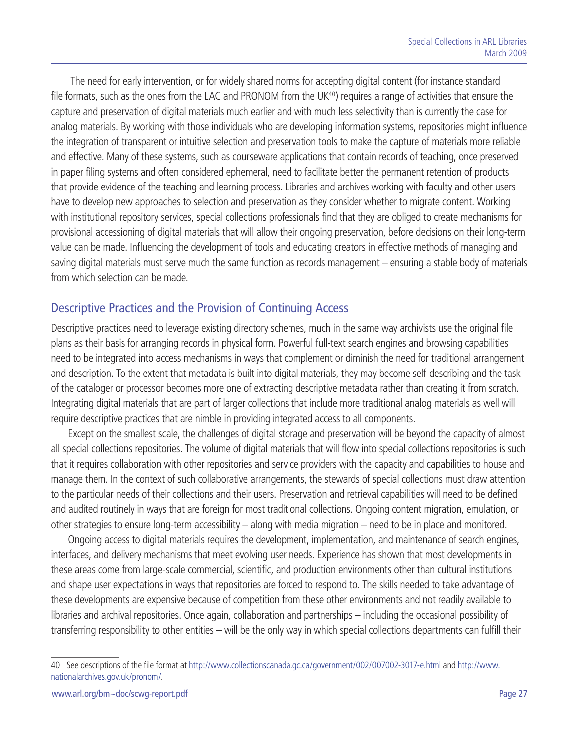The need for early intervention, or for widely shared norms for accepting digital content (for instance standard file formats, such as the ones from the LAC and PRONOM from the UK[40]) requires a range of activities that ensure the capture and preservation of digital materials much earlier and with much less selectivity than is currently the case for analog materials. By working with those individuals who are developing information systems, repositories might influence the integration of transparent or intuitive selection and preservation tools to make the capture of materials more reliable and effective. Many of these systems, such as courseware applications that contain records of teaching, once preserved in paper filing systems and often considered ephemeral, need to facilitate better the permanent retention of products that provide evidence of the teaching and learning process. Libraries and archives working with faculty and other users have to develop new approaches to selection and preservation as they consider whether to migrate content. Working with institutional repository services, special collections professionals find that they are obliged to create mechanisms for provisional accessioning of digital materials that will allow their ongoing preservation, before decisions on their long-term value can be made. Influencing the development of tools and educating creators in effective methods of managing and saving digital materials must serve much the same function as records management – ensuring a stable body of materials from which selection can be made.

## Descriptive Practices and the Provision of Continuing Access

Descriptive practices need to leverage existing directory schemes, much in the same way archivists use the original file plans as their basis for arranging records in physical form. Powerful full-text search engines and browsing capabilities need to be integrated into access mechanisms in ways that complement or diminish the need for traditional arrangement and description. To the extent that metadata is built into digital materials, they may become self-describing and the task of the cataloger or processor becomes more one of extracting descriptive metadata rather than creating it from scratch. Integrating digital materials that are part of larger collections that include more traditional analog materials as well will require descriptive practices that are nimble in providing integrated access to all components.

Except on the smallest scale, the challenges of digital storage and preservation will be beyond the capacity of almost all special collections repositories. The volume of digital materials that will flow into special collections repositories is such that it requires collaboration with other repositories and service providers with the capacity and capabilities to house and manage them. In the context of such collaborative arrangements, the stewards of special collections must draw attention to the particular needs of their collections and their users. Preservation and retrieval capabilities will need to be defined and audited routinely in ways that are foreign for most traditional collections. Ongoing content migration, emulation, or other strategies to ensure long-term accessibility – along with media migration – need to be in place and monitored.

Ongoing access to digital materials requires the development, implementation, and maintenance of search engines, interfaces, and delivery mechanisms that meet evolving user needs. Experience has shown that most developments in these areas come from large-scale commercial, scientific, and production environments other than cultural institutions and shape user expectations in ways that repositories are forced to respond to. The skills needed to take advantage of these developments are expensive because of competition from these other environments and not readily available to libraries and archival repositories. Once again, collaboration and partnerships – including the occasional possibility of transferring responsibility to other entities – will be the only way in which special collections departments can fulfill their

---

40 See descriptions of the file format at http://www.collectionscanada.gc.ca/government/002/007002-3017-e.html and http://www.nationalarchives.gov.uk/pronom/.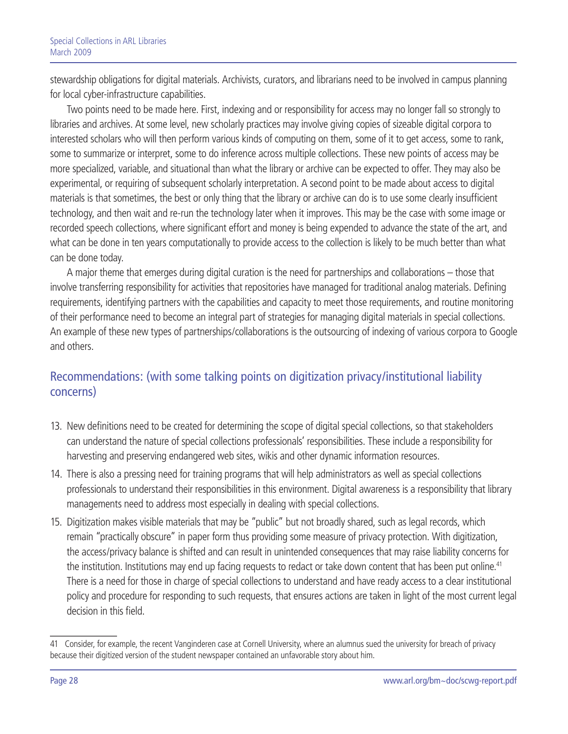stewardship obligations for digital materials. Archivists, curators, and librarians need to be involved in campus planning for local cyber-infrastructure capabilities.

Two points need to be made here. First, indexing and or responsibility for access may no longer fall so strongly to libraries and archives. At some level, new scholarly practices may involve giving copies of sizeable digital corpora to interested scholars who will then perform various kinds of computing on them, some of it to get access, some to rank, some to summarize or interpret, some to do inference across multiple collections. These new points of access may be more specialized, variable, and situational than what the library or archive can be expected to offer. They may also be experimental, or requiring of subsequent scholarly interpretation. A second point to be made about access to digital materials is that sometimes, the best or only thing that the library or archive can do is to use some clearly insufficient technology, and then wait and re-run the technology later when it improves. This may be the case with some image or recorded speech collections, where significant effort and money is being expended to advance the state of the art, and what can be done in ten years computationally to provide access to the collection is likely to be much better than what can be done today.

A major theme that emerges during digital curation is the need for partnerships and collaborations – those that involve transferring responsibility for activities that repositories have managed for traditional analog materials. Defining requirements, identifying partners with the capabilities and capacity to meet those requirements, and routine monitoring of their performance need to become an integral part of strategies for managing digital materials in special collections. An example of these new types of partnerships/collaborations is the outsourcing of indexing of various corpora to Google and others.

## Recommendations: (with some talking points on digitization privacy/institutional liability concerns)

13. New definitions need to be created for determining the scope of digital special collections, so that stakeholders can understand the nature of special collections professionals' responsibilities. These include a responsibility for harvesting and preserving endangered web sites, wikis and other dynamic information resources.
14. There is also a pressing need for training programs that will help administrators as well as special collections professionals to understand their responsibilities in this environment. Digital awareness is a responsibility that library managements need to address most especially in dealing with special collections.
15. Digitization makes visible materials that may be "public" but not broadly shared, such as legal records, which remain "practically obscure" in paper form thus providing some measure of privacy protection. With digitization, the access/privacy balance is shifted and can result in unintended consequences that may raise liability concerns for the institution. Institutions may end up facing requests to redact or take down content that has been put online.[41] There is a need for those in charge of special collections to understand and have ready access to a clear institutional policy and procedure for responding to such requests, that ensures actions are taken in light of the most current legal decision in this field.

---

41 Consider, for example, the recent Vanginderen case at Cornell University, where an alumnus sued the university for breach of privacy because their digitized version of the student newspaper contained an unfavorable story about him.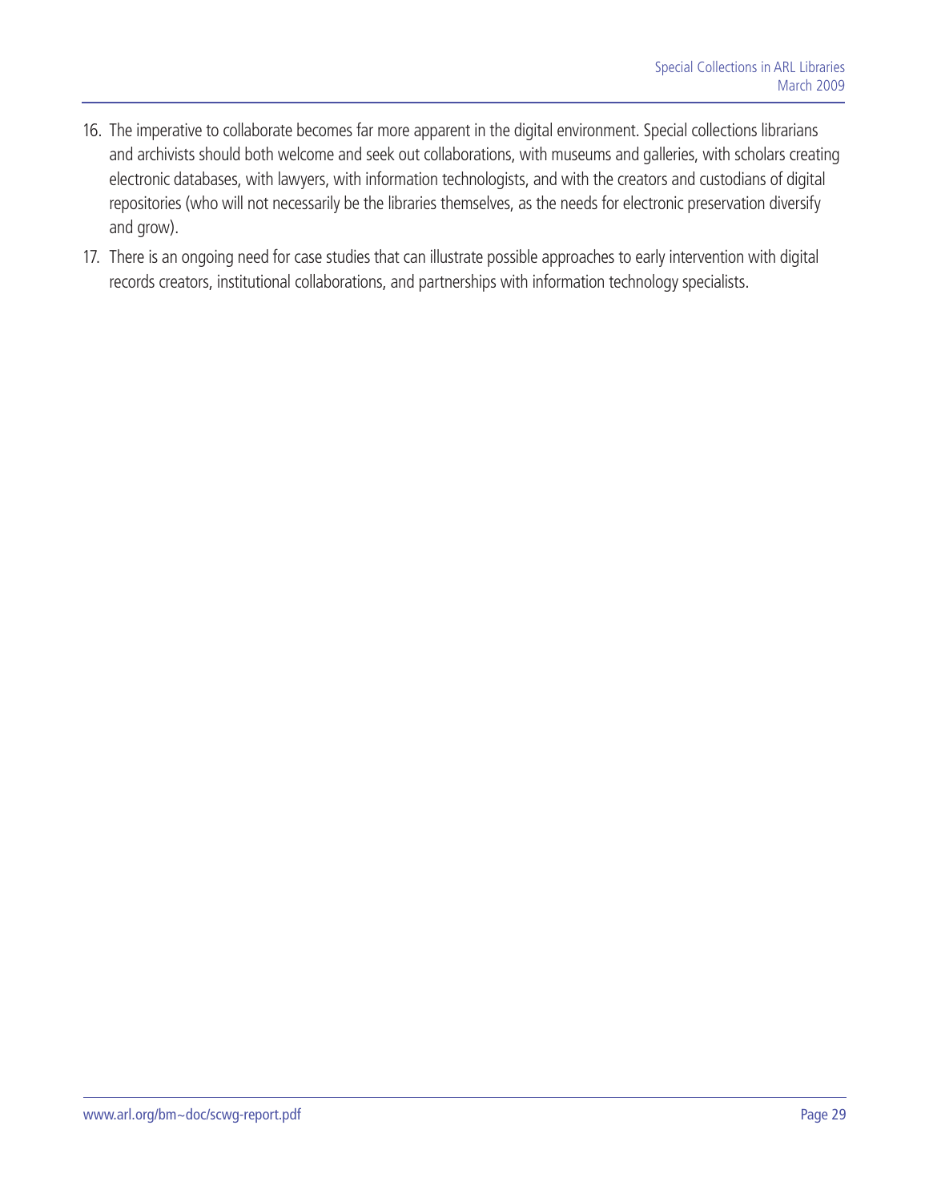16. The imperative to collaborate becomes far more apparent in the digital environment. Special collections librarians and archivists should both welcome and seek out collaborations, with museums and galleries, with scholars creating electronic databases, with lawyers, with information technologists, and with the creators and custodians of digital repositories (who will not necessarily be the libraries themselves, as the needs for electronic preservation diversify and grow).
17. There is an ongoing need for case studies that can illustrate possible approaches to early intervention with digital records creators, institutional collaborations, and partnerships with information technology specialists.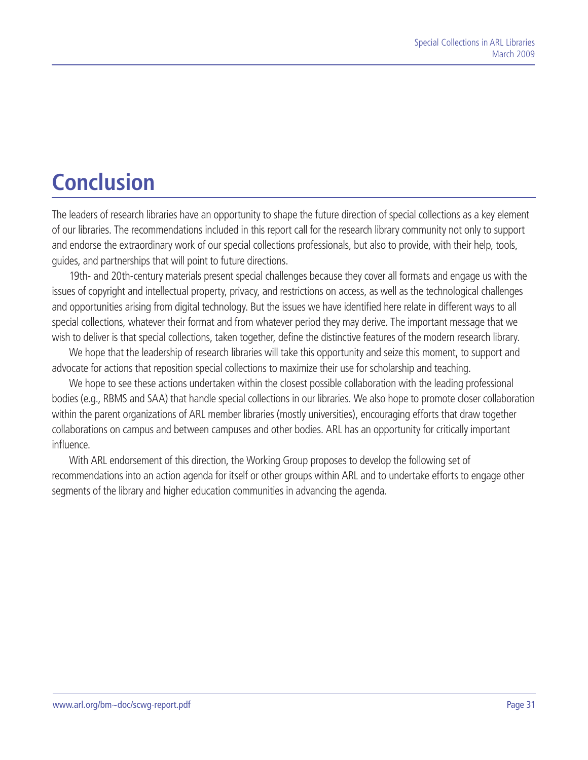# Conclusion

The leaders of research libraries have an opportunity to shape the future direction of special collections as a key element of our libraries. The recommendations included in this report call for the research library community not only to support and endorse the extraordinary work of our special collections professionals, but also to provide, with their help, tools, guides, and partnerships that will point to future directions.

19th- and 20th-century materials present special challenges because they cover all formats and engage us with the issues of copyright and intellectual property, privacy, and restrictions on access, as well as the technological challenges and opportunities arising from digital technology. But the issues we have identified here relate in different ways to all special collections, whatever their format and from whatever period they may derive. The important message that we wish to deliver is that special collections, taken together, define the distinctive features of the modern research library.

We hope that the leadership of research libraries will take this opportunity and seize this moment, to support and advocate for actions that reposition special collections to maximize their use for scholarship and teaching.

We hope to see these actions undertaken within the closest possible collaboration with the leading professional bodies (e.g., RBMS and SAA) that handle special collections in our libraries. We also hope to promote closer collaboration within the parent organizations of ARL member libraries (mostly universities), encouraging efforts that draw together collaborations on campus and between campuses and other bodies. ARL has an opportunity for critically important influence.

With ARL endorsement of this direction, the Working Group proposes to develop the following set of recommendations into an action agenda for itself or other groups within ARL and to undertake efforts to engage other segments of the library and higher education communities in advancing the agenda.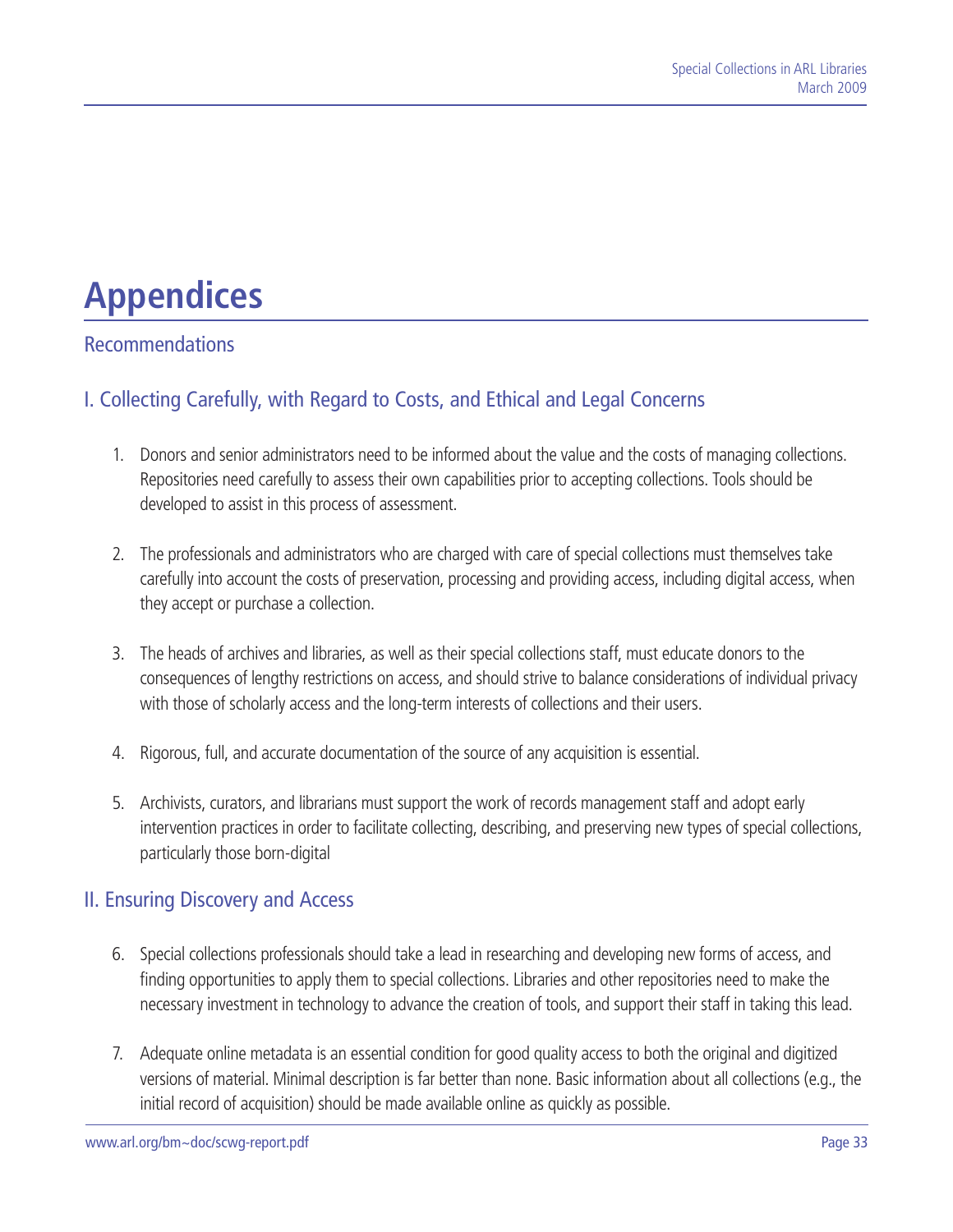# Appendices

## Recommendations

### I. Collecting Carefully, with Regard to Costs, and Ethical and Legal Concerns

1. Donors and senior administrators need to be informed about the value and the costs of managing collections. Repositories need carefully to assess their own capabilities prior to accepting collections. Tools should be developed to assist in this process of assessment.

2. The professionals and administrators who are charged with care of special collections must themselves take carefully into account the costs of preservation, processing and providing access, including digital access, when they accept or purchase a collection.

3. The heads of archives and libraries, as well as their special collections staff, must educate donors to the consequences of lengthy restrictions on access, and should strive to balance considerations of individual privacy with those of scholarly access and the long-term interests of collections and their users.

4. Rigorous, full, and accurate documentation of the source of any acquisition is essential.

5. Archivists, curators, and librarians must support the work of records management staff and adopt early intervention practices in order to facilitate collecting, describing, and preserving new types of special collections, particularly those born-digital

### II. Ensuring Discovery and Access

6. Special collections professionals should take a lead in researching and developing new forms of access, and finding opportunities to apply them to special collections. Libraries and other repositories need to make the necessary investment in technology to advance the creation of tools, and support their staff in taking this lead.

7. Adequate online metadata is an essential condition for good quality access to both the original and digitized versions of material. Minimal description is far better than none. Basic information about all collections (e.g., the initial record of acquisition) should be made available online as quickly as possible.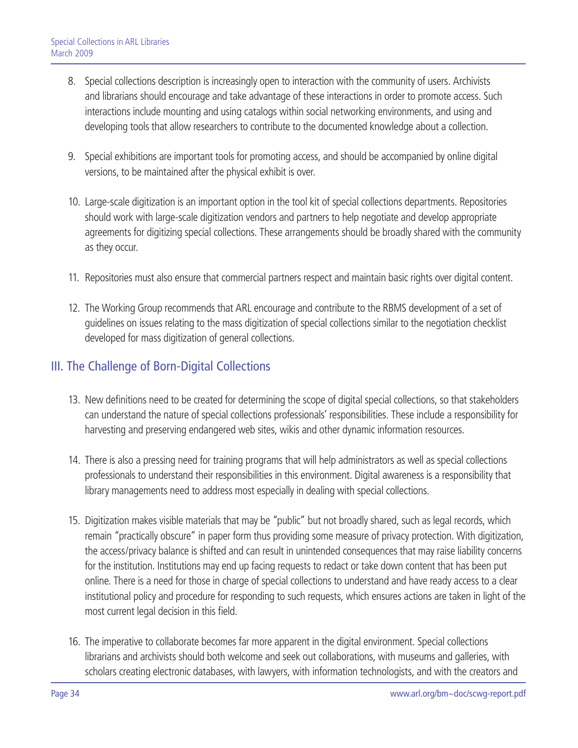8. Special collections description is increasingly open to interaction with the community of users. Archivists and librarians should encourage and take advantage of these interactions in order to promote access. Such interactions include mounting and using catalogs within social networking environments, and using and developing tools that allow researchers to contribute to the documented knowledge about a collection.

9. Special exhibitions are important tools for promoting access, and should be accompanied by online digital versions, to be maintained after the physical exhibit is over.

10. Large-scale digitization is an important option in the tool kit of special collections departments. Repositories should work with large-scale digitization vendors and partners to help negotiate and develop appropriate agreements for digitizing special collections. These arrangements should be broadly shared with the community as they occur.

11. Repositories must also ensure that commercial partners respect and maintain basic rights over digital content.

12. The Working Group recommends that ARL encourage and contribute to the RBMS development of a set of guidelines on issues relating to the mass digitization of special collections similar to the negotiation checklist developed for mass digitization of general collections.

## III. The Challenge of Born-Digital Collections

13. New definitions need to be created for determining the scope of digital special collections, so that stakeholders can understand the nature of special collections professionals' responsibilities. These include a responsibility for harvesting and preserving endangered web sites, wikis and other dynamic information resources.

14. There is also a pressing need for training programs that will help administrators as well as special collections professionals to understand their responsibilities in this environment. Digital awareness is a responsibility that library managements need to address most especially in dealing with special collections.

15. Digitization makes visible materials that may be "public" but not broadly shared, such as legal records, which remain "practically obscure" in paper form thus providing some measure of privacy protection. With digitization, the access/privacy balance is shifted and can result in unintended consequences that may raise liability concerns for the institution. Institutions may end up facing requests to redact or take down content that has been put online. There is a need for those in charge of special collections to understand and have ready access to a clear institutional policy and procedure for responding to such requests, which ensures actions are taken in light of the most current legal decision in this field.

16. The imperative to collaborate becomes far more apparent in the digital environment. Special collections librarians and archivists should both welcome and seek out collaborations, with museums and galleries, with scholars creating electronic databases, with lawyers, with information technologists, and with the creators and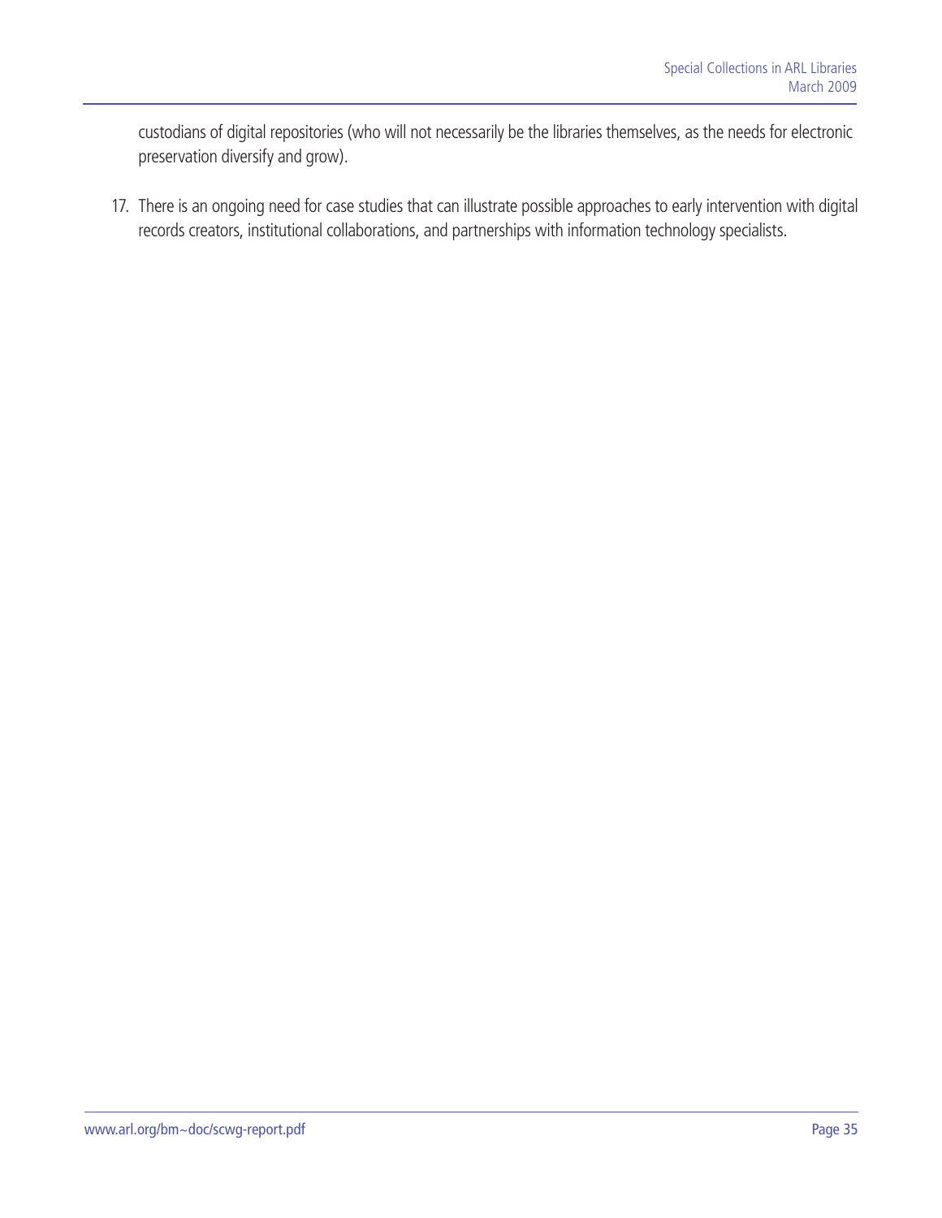custodians of digital repositories (who will not necessarily be the libraries themselves, as the needs for electronic preservation diversify and grow).

17. There is an ongoing need for case studies that can illustrate possible approaches to early intervention with digital records creators, institutional collaborations, and partnerships with information technology specialists.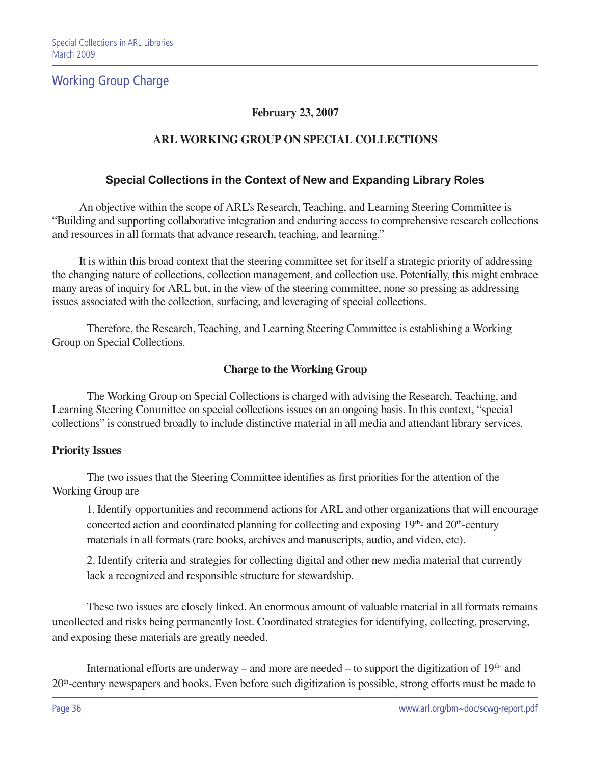## Working Group Charge

**February 23, 2007**

**ARL WORKING GROUP ON SPECIAL COLLECTIONS**

### Special Collections in the Context of New and Expanding Library Roles

An objective within the scope of ARL's Research, Teaching, and Learning Steering Committee is "Building and supporting collaborative integration and enduring access to comprehensive research collections and resources in all formats that advance research, teaching, and learning."

It is within this broad context that the steering committee set for itself a strategic priority of addressing the changing nature of collections, collection management, and collection use. Potentially, this might embrace many areas of inquiry for ARL but, in the view of the steering committee, none so pressing as addressing issues associated with the collection, surfacing, and leveraging of special collections.

Therefore, the Research, Teaching, and Learning Steering Committee is establishing a Working Group on Special Collections.

**Charge to the Working Group**

The Working Group on Special Collections is charged with advising the Research, Teaching, and Learning Steering Committee on special collections issues on an ongoing basis. In this context, "special collections" is construed broadly to include distinctive material in all media and attendant library services.

**Priority Issues**

The two issues that the Steering Committee identifies as first priorities for the attention of the Working Group are

1. Identify opportunities and recommend actions for ARL and other organizations that will encourage concerted action and coordinated planning for collecting and exposing 19th- and 20th-century materials in all formats (rare books, archives and manuscripts, audio, and video, etc).

2. Identify criteria and strategies for collecting digital and other new media material that currently lack a recognized and responsible structure for stewardship.

These two issues are closely linked. An enormous amount of valuable material in all formats remains uncollected and risks being permanently lost. Coordinated strategies for identifying, collecting, preserving, and exposing these materials are greatly needed.

International efforts are underway – and more are needed – to support the digitization of 19th- and 20th-century newspapers and books. Even before such digitization is possible, strong efforts must be made to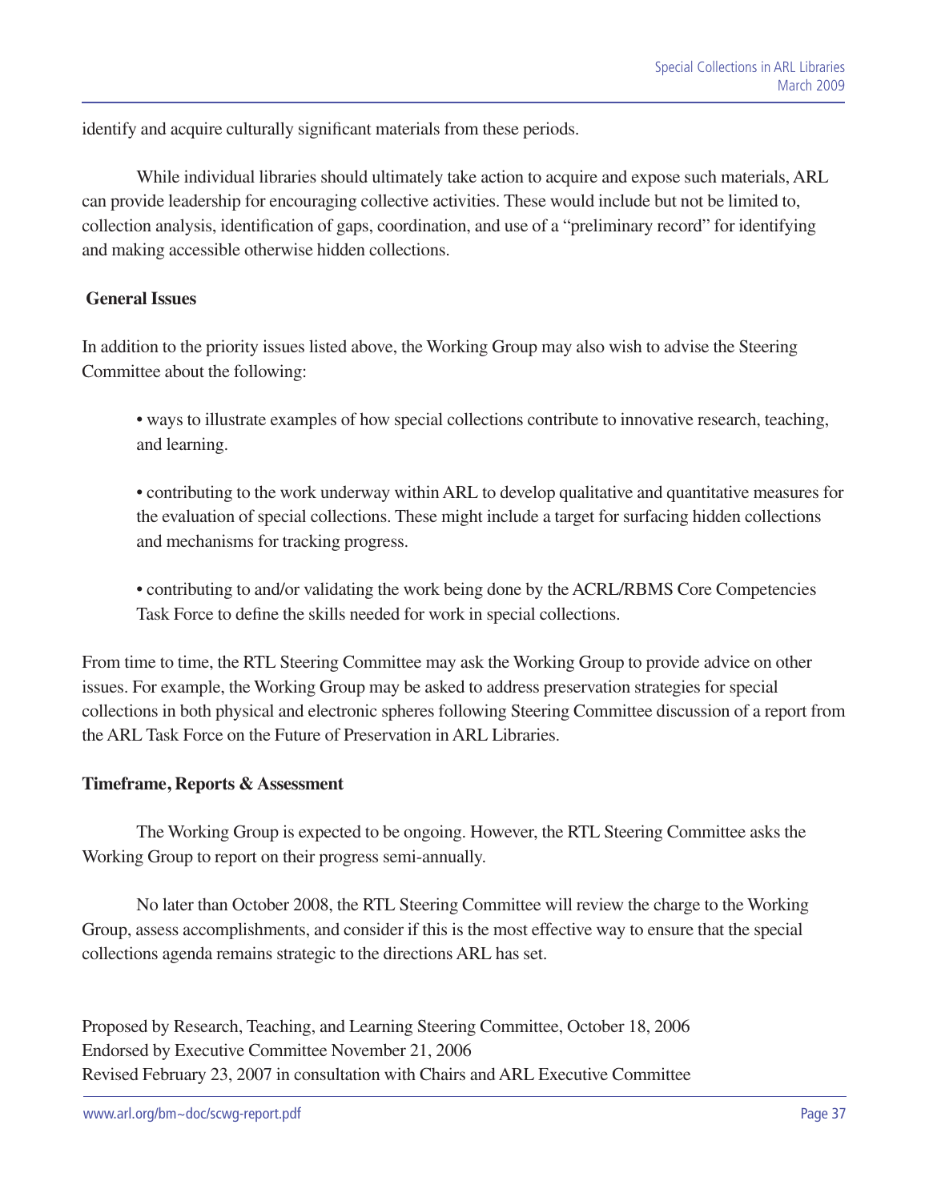identify and acquire culturally significant materials from these periods.

While individual libraries should ultimately take action to acquire and expose such materials, ARL can provide leadership for encouraging collective activities. These would include but not be limited to, collection analysis, identification of gaps, coordination, and use of a "preliminary record" for identifying and making accessible otherwise hidden collections.

**General Issues**

In addition to the priority issues listed above, the Working Group may also wish to advise the Steering Committee about the following:

- ways to illustrate examples of how special collections contribute to innovative research, teaching, and learning.
- contributing to the work underway within ARL to develop qualitative and quantitative measures for the evaluation of special collections. These might include a target for surfacing hidden collections and mechanisms for tracking progress.
- contributing to and/or validating the work being done by the ACRL/RBMS Core Competencies Task Force to define the skills needed for work in special collections.

From time to time, the RTL Steering Committee may ask the Working Group to provide advice on other issues. For example, the Working Group may be asked to address preservation strategies for special collections in both physical and electronic spheres following Steering Committee discussion of a report from the ARL Task Force on the Future of Preservation in ARL Libraries.

**Timeframe, Reports & Assessment**

The Working Group is expected to be ongoing. However, the RTL Steering Committee asks the Working Group to report on their progress semi-annually.

No later than October 2008, the RTL Steering Committee will review the charge to the Working Group, assess accomplishments, and consider if this is the most effective way to ensure that the special collections agenda remains strategic to the directions ARL has set.

Proposed by Research, Teaching, and Learning Steering Committee, October 18, 2006
Endorsed by Executive Committee November 21, 2006
Revised February 23, 2007 in consultation with Chairs and ARL Executive Committee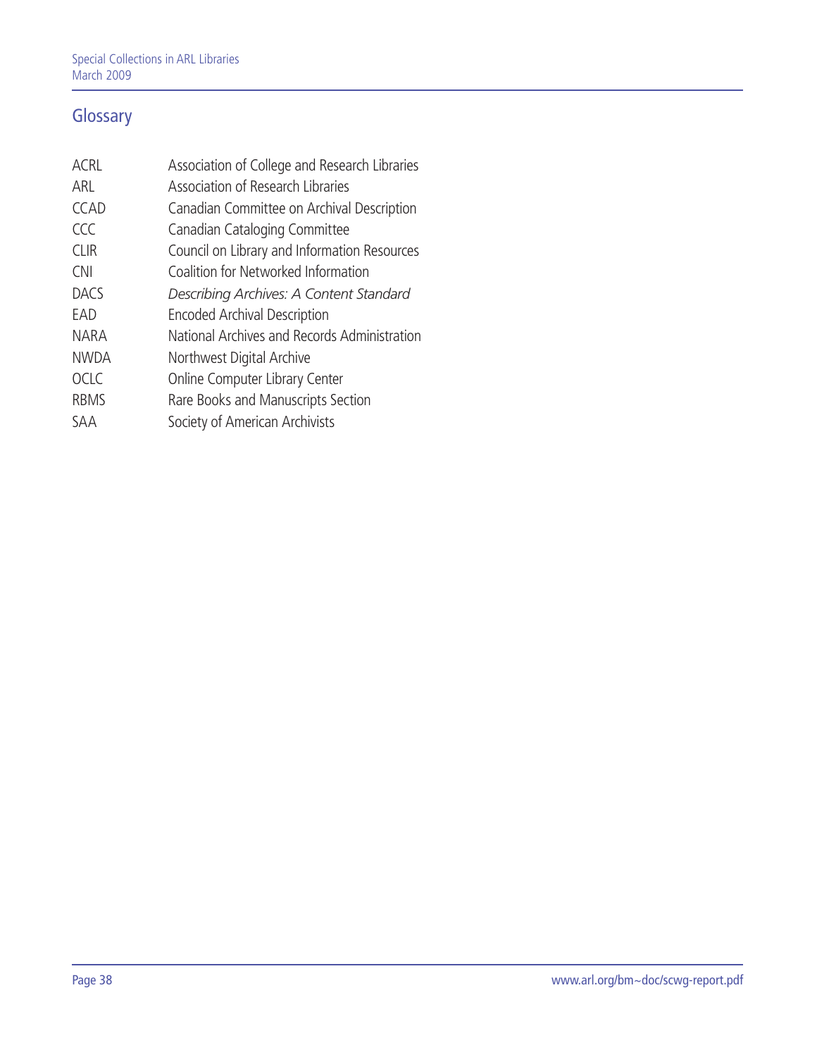## Glossary

| | |
|---|---|
| ACRL | Association of College and Research Libraries |
| ARL | Association of Research Libraries |
| CCAD | Canadian Committee on Archival Description |
| CCC | Canadian Cataloging Committee |
| CLIR | Council on Library and Information Resources |
| CNI | Coalition for Networked Information |
| DACS | *Describing Archives: A Content Standard* |
| EAD | Encoded Archival Description |
| NARA | National Archives and Records Administration |
| NWDA | Northwest Digital Archive |
| OCLC | Online Computer Library Center |
| RBMS | Rare Books and Manuscripts Section |
| SAA | Society of American Archivists |